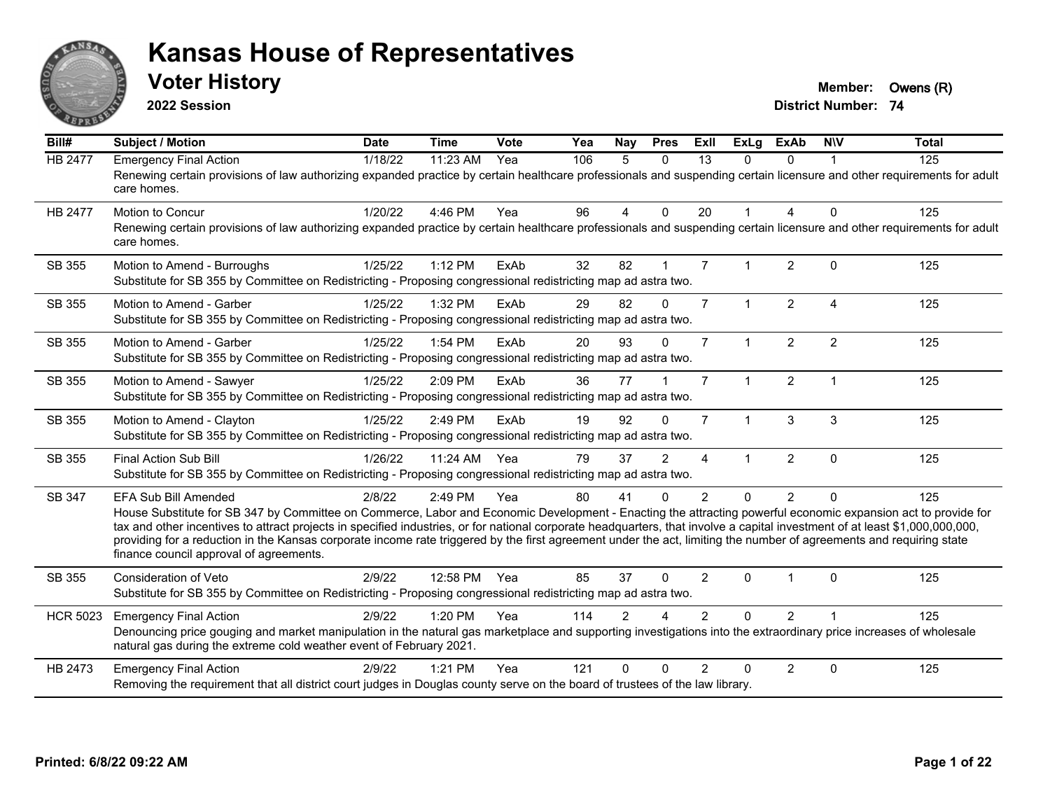# Kansas House of Representatives

## Voter History

**2022 Session**

**Member:** Owens (R)
**District Number:** 74

| Bill# | Subject / Motion | Date | Time | Vote | Yea | Nay | Pres | ExII | ExLg | ExAb | N\V | Total |
|---|---|---|---|---|---|---|---|---|---|---|---|---|
| HB 2477 | Emergency Final Action | 1/18/22 | 11:23 AM | Yea | 106 | 5 | 0 | 13 | 0 | 0 | 1 | 125 |
| | Renewing certain provisions of law authorizing expanded practice by certain healthcare professionals and suspending certain licensure and other requirements for adult care homes. | | | | | | | | | | | |
| HB 2477 | Motion to Concur | 1/20/22 | 4:46 PM | Yea | 96 | 4 | 0 | 20 | 1 | 4 | 0 | 125 |
| | Renewing certain provisions of law authorizing expanded practice by certain healthcare professionals and suspending certain licensure and other requirements for adult care homes. | | | | | | | | | | | |
| SB 355 | Motion to Amend - Burroughs | 1/25/22 | 1:12 PM | ExAb | 32 | 82 | 1 | 7 | 1 | 2 | 0 | 125 |
| | Substitute for SB 355 by Committee on Redistricting - Proposing congressional redistricting map ad astra two. | | | | | | | | | | | |
| SB 355 | Motion to Amend - Garber | 1/25/22 | 1:32 PM | ExAb | 29 | 82 | 0 | 7 | 1 | 2 | 4 | 125 |
| | Substitute for SB 355 by Committee on Redistricting - Proposing congressional redistricting map ad astra two. | | | | | | | | | | | |
| SB 355 | Motion to Amend - Garber | 1/25/22 | 1:54 PM | ExAb | 20 | 93 | 0 | 7 | 1 | 2 | 2 | 125 |
| | Substitute for SB 355 by Committee on Redistricting - Proposing congressional redistricting map ad astra two. | | | | | | | | | | | |
| SB 355 | Motion to Amend - Sawyer | 1/25/22 | 2:09 PM | ExAb | 36 | 77 | 1 | 7 | 1 | 2 | 1 | 125 |
| | Substitute for SB 355 by Committee on Redistricting - Proposing congressional redistricting map ad astra two. | | | | | | | | | | | |
| SB 355 | Motion to Amend - Clayton | 1/25/22 | 2:49 PM | ExAb | 19 | 92 | 0 | 7 | 1 | 3 | 3 | 125 |
| | Substitute for SB 355 by Committee on Redistricting - Proposing congressional redistricting map ad astra two. | | | | | | | | | | | |
| SB 355 | Final Action Sub Bill | 1/26/22 | 11:24 AM | Yea | 79 | 37 | 2 | 4 | 1 | 2 | 0 | 125 |
| | Substitute for SB 355 by Committee on Redistricting - Proposing congressional redistricting map ad astra two. | | | | | | | | | | | |
| SB 347 | EFA Sub Bill Amended | 2/8/22 | 2:49 PM | Yea | 80 | 41 | 0 | 2 | 0 | 2 | 0 | 125 |
| | House Substitute for SB 347 by Committee on Commerce, Labor and Economic Development - Enacting the attracting powerful economic expansion act to provide for tax and other incentives to attract projects in specified industries, or for national corporate headquarters, that involve a capital investment of at least $1,000,000,000, providing for a reduction in the Kansas corporate income rate triggered by the first agreement under the act, limiting the number of agreements and requiring state finance council approval of agreements. | | | | | | | | | | | |
| SB 355 | Consideration of Veto | 2/9/22 | 12:58 PM | Yea | 85 | 37 | 0 | 2 | 0 | 1 | 0 | 125 |
| | Substitute for SB 355 by Committee on Redistricting - Proposing congressional redistricting map ad astra two. | | | | | | | | | | | |
| HCR 5023 | Emergency Final Action | 2/9/22 | 1:20 PM | Yea | 114 | 2 | 4 | 2 | 0 | 2 | 1 | 125 |
| | Denouncing price gouging and market manipulation in the natural gas marketplace and supporting investigations into the extraordinary price increases of wholesale natural gas during the extreme cold weather event of February 2021. | | | | | | | | | | | |
| HB 2473 | Emergency Final Action | 2/9/22 | 1:21 PM | Yea | 121 | 0 | 0 | 2 | 0 | 2 | 0 | 125 |
| | Removing the requirement that all district court judges in Douglas county serve on the board of trustees of the law library. | | | | | | | | | | | |

**Printed: 6/8/22 09:22 AM**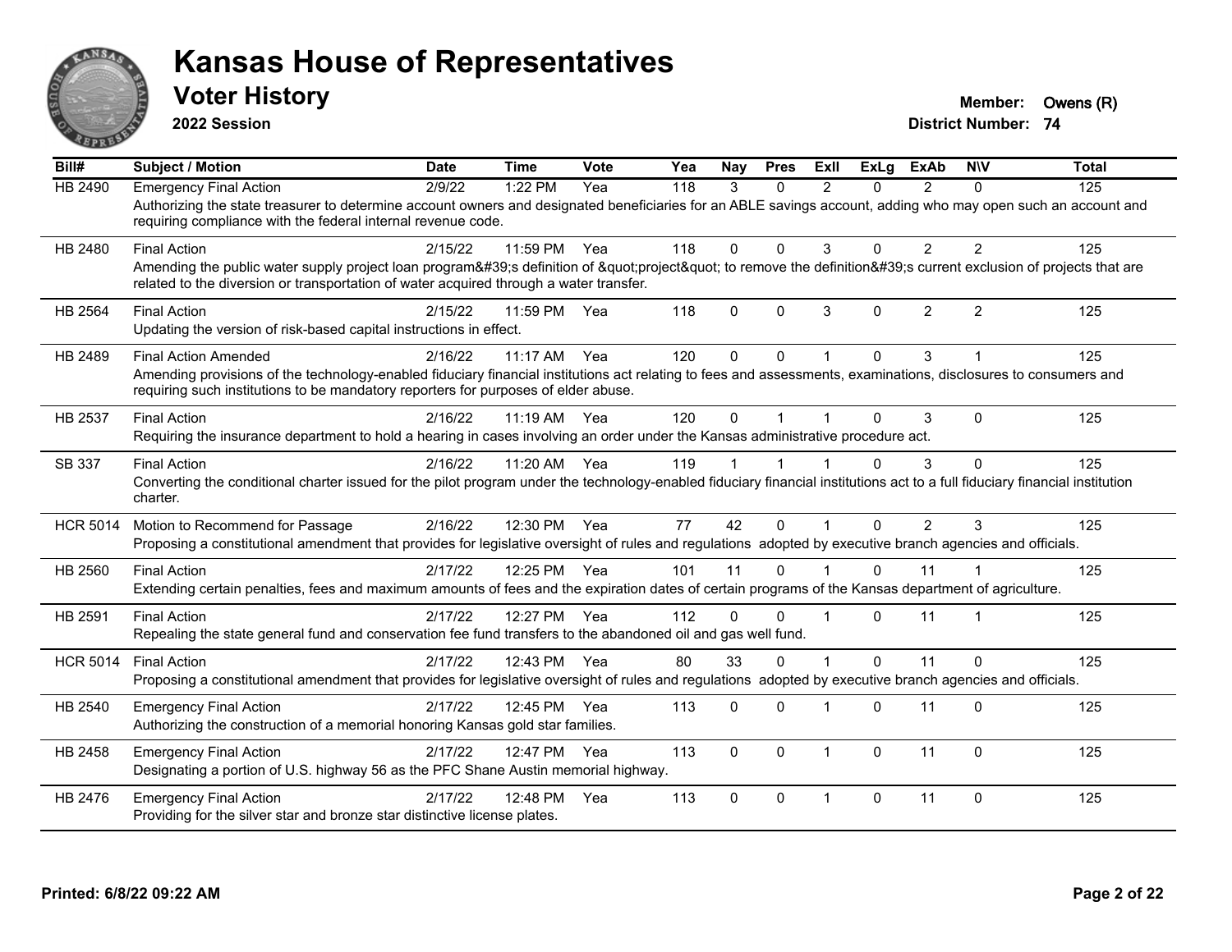# Kansas House of Representatives

## Voter History

**2022 Session**

**Member:** Owens (R)
**District Number:** 74

| Bill# | Subject / Motion | Date | Time | Vote | Yea | Nay | Pres | ExII | ExLg | ExAb | N\V | Total |
|---|---|---|---|---|---|---|---|---|---|---|---|---|
| HB 2490 | Emergency Final Action | 2/9/22 | 1:22 PM | Yea | 118 | 3 | 0 | 2 | 0 | 2 | 0 | 125 |
| | Authorizing the state treasurer to determine account owners and designated beneficiaries for an ABLE savings account, adding who may open such an account and requiring compliance with the federal internal revenue code. | | | | | | | | | | | |
| HB 2480 | Final Action | 2/15/22 | 11:59 PM | Yea | 118 | 0 | 0 | 3 | 0 | 2 | 2 | 125 |
| | Amending the public water supply project loan program&#39;s definition of &quot;project&quot; to remove the definition&#39;s current exclusion of projects that are related to the diversion or transportation of water acquired through a water transfer. | | | | | | | | | | | |
| HB 2564 | Final Action | 2/15/22 | 11:59 PM | Yea | 118 | 0 | 0 | 3 | 0 | 2 | 2 | 125 |
| | Updating the version of risk-based capital instructions in effect. | | | | | | | | | | | |
| HB 2489 | Final Action Amended | 2/16/22 | 11:17 AM | Yea | 120 | 0 | 0 | 1 | 0 | 3 | 1 | 125 |
| | Amending provisions of the technology-enabled fiduciary financial institutions act relating to fees and assessments, examinations, disclosures to consumers and requiring such institutions to be mandatory reporters for purposes of elder abuse. | | | | | | | | | | | |
| HB 2537 | Final Action | 2/16/22 | 11:19 AM | Yea | 120 | 0 | 1 | 1 | 0 | 3 | 0 | 125 |
| | Requiring the insurance department to hold a hearing in cases involving an order under the Kansas administrative procedure act. | | | | | | | | | | | |
| SB 337 | Final Action | 2/16/22 | 11:20 AM | Yea | 119 | 1 | 1 | 1 | 0 | 3 | 0 | 125 |
| | Converting the conditional charter issued for the pilot program under the technology-enabled fiduciary financial institutions act to a full fiduciary financial institution charter. | | | | | | | | | | | |
| HCR 5014 | Motion to Recommend for Passage | 2/16/22 | 12:30 PM | Yea | 77 | 42 | 0 | 1 | 0 | 2 | 3 | 125 |
| | Proposing a constitutional amendment that provides for legislative oversight of rules and regulations adopted by executive branch agencies and officials. | | | | | | | | | | | |
| HB 2560 | Final Action | 2/17/22 | 12:25 PM | Yea | 101 | 11 | 0 | 1 | 0 | 11 | 1 | 125 |
| | Extending certain penalties, fees and maximum amounts of fees and the expiration dates of certain programs of the Kansas department of agriculture. | | | | | | | | | | | |
| HB 2591 | Final Action | 2/17/22 | 12:27 PM | Yea | 112 | 0 | 0 | 1 | 0 | 11 | 1 | 125 |
| | Repealing the state general fund and conservation fee fund transfers to the abandoned oil and gas well fund. | | | | | | | | | | | |
| HCR 5014 | Final Action | 2/17/22 | 12:43 PM | Yea | 80 | 33 | 0 | 1 | 0 | 11 | 0 | 125 |
| | Proposing a constitutional amendment that provides for legislative oversight of rules and regulations adopted by executive branch agencies and officials. | | | | | | | | | | | |
| HB 2540 | Emergency Final Action | 2/17/22 | 12:45 PM | Yea | 113 | 0 | 0 | 1 | 0 | 11 | 0 | 125 |
| | Authorizing the construction of a memorial honoring Kansas gold star families. | | | | | | | | | | | |
| HB 2458 | Emergency Final Action | 2/17/22 | 12:47 PM | Yea | 113 | 0 | 0 | 1 | 0 | 11 | 0 | 125 |
| | Designating a portion of U.S. highway 56 as the PFC Shane Austin memorial highway. | | | | | | | | | | | |
| HB 2476 | Emergency Final Action | 2/17/22 | 12:48 PM | Yea | 113 | 0 | 0 | 1 | 0 | 11 | 0 | 125 |
| | Providing for the silver star and bronze star distinctive license plates. | | | | | | | | | | | |

**Printed: 6/8/22 09:22 AM**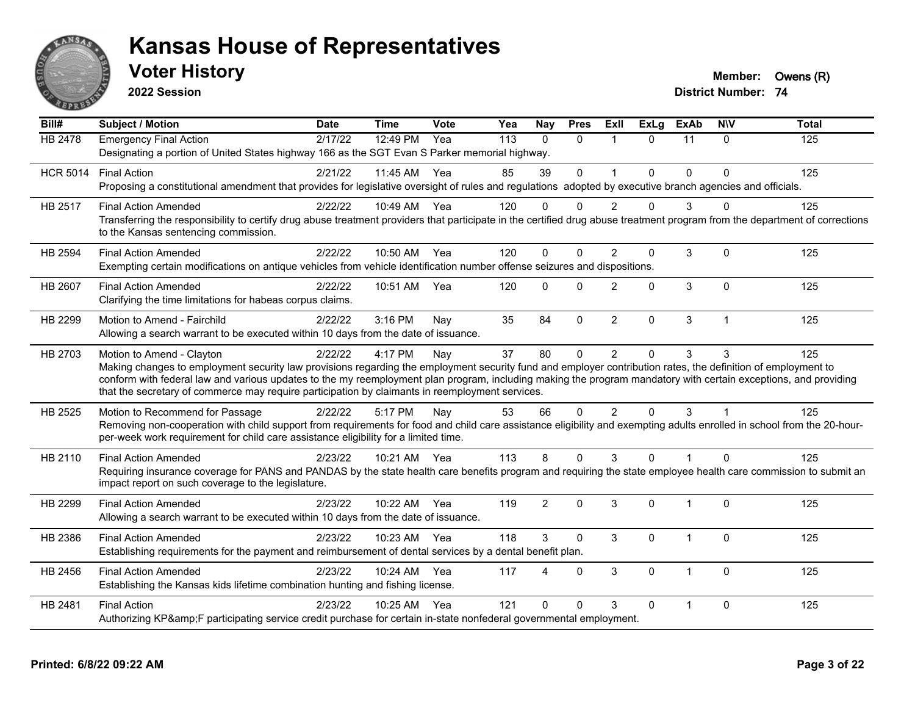# Kansas House of Representatives

## Voter History

**2022 Session**

**Member:** Owens (R)
**District Number:** 74

| Bill# | Subject / Motion | Date | Time | Vote | Yea | Nay | Pres | ExII | ExLg | ExAb | N\V | Total |
|---|---|---|---|---|---|---|---|---|---|---|---|---|
| HB 2478 | Emergency Final Action | 2/17/22 | 12:49 PM | Yea | 113 | 0 | 0 | 1 | 0 | 11 | 0 | 125 |
| | Designating a portion of United States highway 166 as the SGT Evan S Parker memorial highway. | | | | | | | | | | | |
| HCR 5014 | Final Action | 2/21/22 | 11:45 AM | Yea | 85 | 39 | 0 | 1 | 0 | 0 | 0 | 125 |
| | Proposing a constitutional amendment that provides for legislative oversight of rules and regulations adopted by executive branch agencies and officials. | | | | | | | | | | | |
| HB 2517 | Final Action Amended | 2/22/22 | 10:49 AM | Yea | 120 | 0 | 0 | 2 | 0 | 3 | 0 | 125 |
| | Transferring the responsibility to certify drug abuse treatment providers that participate in the certified drug abuse treatment program from the department of corrections to the Kansas sentencing commission. | | | | | | | | | | | |
| HB 2594 | Final Action Amended | 2/22/22 | 10:50 AM | Yea | 120 | 0 | 0 | 2 | 0 | 3 | 0 | 125 |
| | Exempting certain modifications on antique vehicles from vehicle identification number offense seizures and dispositions. | | | | | | | | | | | |
| HB 2607 | Final Action Amended | 2/22/22 | 10:51 AM | Yea | 120 | 0 | 0 | 2 | 0 | 3 | 0 | 125 |
| | Clarifying the time limitations for habeas corpus claims. | | | | | | | | | | | |
| HB 2299 | Motion to Amend - Fairchild | 2/22/22 | 3:16 PM | Nay | 35 | 84 | 0 | 2 | 0 | 3 | 1 | 125 |
| | Allowing a search warrant to be executed within 10 days from the date of issuance. | | | | | | | | | | | |
| HB 2703 | Motion to Amend - Clayton | 2/22/22 | 4:17 PM | Nay | 37 | 80 | 0 | 2 | 0 | 3 | 3 | 125 |
| | Making changes to employment security law provisions regarding the employment security fund and employer contribution rates, the definition of employment to conform with federal law and various updates to the my reemployment plan program, including making the program mandatory with certain exceptions, and providing that the secretary of commerce may require participation by claimants in reemployment services. | | | | | | | | | | | |
| HB 2525 | Motion to Recommend for Passage | 2/22/22 | 5:17 PM | Nay | 53 | 66 | 0 | 2 | 0 | 3 | 1 | 125 |
| | Removing non-cooperation with child support from requirements for food and child care assistance eligibility and exempting adults enrolled in school from the 20-hour-per-week work requirement for child care assistance eligibility for a limited time. | | | | | | | | | | | |
| HB 2110 | Final Action Amended | 2/23/22 | 10:21 AM | Yea | 113 | 8 | 0 | 3 | 0 | 1 | 0 | 125 |
| | Requiring insurance coverage for PANS and PANDAS by the state health care benefits program and requiring the state employee health care commission to submit an impact report on such coverage to the legislature. | | | | | | | | | | | |
| HB 2299 | Final Action Amended | 2/23/22 | 10:22 AM | Yea | 119 | 2 | 0 | 3 | 0 | 1 | 0 | 125 |
| | Allowing a search warrant to be executed within 10 days from the date of issuance. | | | | | | | | | | | |
| HB 2386 | Final Action Amended | 2/23/22 | 10:23 AM | Yea | 118 | 3 | 0 | 3 | 0 | 1 | 0 | 125 |
| | Establishing requirements for the payment and reimbursement of dental services by a dental benefit plan. | | | | | | | | | | | |
| HB 2456 | Final Action Amended | 2/23/22 | 10:24 AM | Yea | 117 | 4 | 0 | 3 | 0 | 1 | 0 | 125 |
| | Establishing the Kansas kids lifetime combination hunting and fishing license. | | | | | | | | | | | |
| HB 2481 | Final Action | 2/23/22 | 10:25 AM | Yea | 121 | 0 | 0 | 3 | 0 | 1 | 0 | 125 |
| | Authorizing KP&amp;F participating service credit purchase for certain in-state nonfederal governmental employment. | | | | | | | | | | | |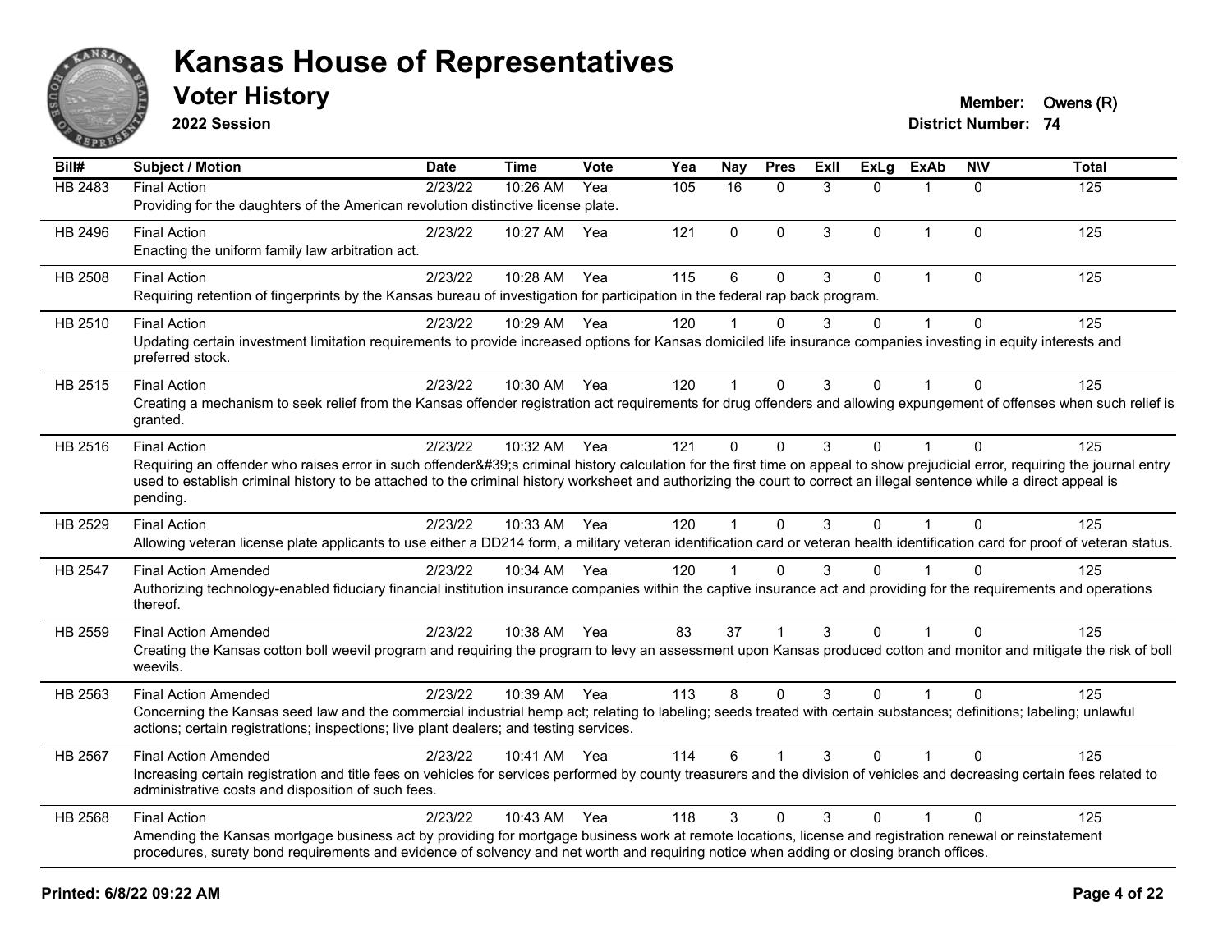# Kansas House of Representatives

## Voter History

**2022 Session**

**Member:** Owens (R)
**District Number:** 74

| Bill# | Subject / Motion | Date | Time | Vote | Yea | Nay | Pres | ExII | ExLg | ExAb | N\V | Total |
|---|---|---|---|---|---|---|---|---|---|---|---|---|
| HB 2483 | Final Action | 2/23/22 | 10:26 AM | Yea | 105 | 16 | 0 | 3 | 0 | 1 | 0 | 125 |
| | Providing for the daughters of the American revolution distinctive license plate. | | | | | | | | | | | |
| HB 2496 | Final Action | 2/23/22 | 10:27 AM | Yea | 121 | 0 | 0 | 3 | 0 | 1 | 0 | 125 |
| | Enacting the uniform family law arbitration act. | | | | | | | | | | | |
| HB 2508 | Final Action | 2/23/22 | 10:28 AM | Yea | 115 | 6 | 0 | 3 | 0 | 1 | 0 | 125 |
| | Requiring retention of fingerprints by the Kansas bureau of investigation for participation in the federal rap back program. | | | | | | | | | | | |
| HB 2510 | Final Action | 2/23/22 | 10:29 AM | Yea | 120 | 1 | 0 | 3 | 0 | 1 | 0 | 125 |
| | Updating certain investment limitation requirements to provide increased options for Kansas domiciled life insurance companies investing in equity interests and preferred stock. | | | | | | | | | | | |
| HB 2515 | Final Action | 2/23/22 | 10:30 AM | Yea | 120 | 1 | 0 | 3 | 0 | 1 | 0 | 125 |
| | Creating a mechanism to seek relief from the Kansas offender registration act requirements for drug offenders and allowing expungement of offenses when such relief is granted. | | | | | | | | | | | |
| HB 2516 | Final Action | 2/23/22 | 10:32 AM | Yea | 121 | 0 | 0 | 3 | 0 | 1 | 0 | 125 |
| | Requiring an offender who raises error in such offender&#39;s criminal history calculation for the first time on appeal to show prejudicial error, requiring the journal entry used to establish criminal history to be attached to the criminal history worksheet and authorizing the court to correct an illegal sentence while a direct appeal is pending. | | | | | | | | | | | |
| HB 2529 | Final Action | 2/23/22 | 10:33 AM | Yea | 120 | 1 | 0 | 3 | 0 | 1 | 0 | 125 |
| | Allowing veteran license plate applicants to use either a DD214 form, a military veteran identification card or veteran health identification card for proof of veteran status. | | | | | | | | | | | |
| HB 2547 | Final Action Amended | 2/23/22 | 10:34 AM | Yea | 120 | 1 | 0 | 3 | 0 | 1 | 0 | 125 |
| | Authorizing technology-enabled fiduciary financial institution insurance companies within the captive insurance act and providing for the requirements and operations thereof. | | | | | | | | | | | |
| HB 2559 | Final Action Amended | 2/23/22 | 10:38 AM | Yea | 83 | 37 | 1 | 3 | 0 | 1 | 0 | 125 |
| | Creating the Kansas cotton boll weevil program and requiring the program to levy an assessment upon Kansas produced cotton and monitor and mitigate the risk of boll weevils. | | | | | | | | | | | |
| HB 2563 | Final Action Amended | 2/23/22 | 10:39 AM | Yea | 113 | 8 | 0 | 3 | 0 | 1 | 0 | 125 |
| | Concerning the Kansas seed law and the commercial industrial hemp act; relating to labeling; seeds treated with certain substances; definitions; labeling; unlawful actions; certain registrations; inspections; live plant dealers; and testing services. | | | | | | | | | | | |
| HB 2567 | Final Action Amended | 2/23/22 | 10:41 AM | Yea | 114 | 6 | 1 | 3 | 0 | 1 | 0 | 125 |
| | Increasing certain registration and title fees on vehicles for services performed by county treasurers and the division of vehicles and decreasing certain fees related to administrative costs and disposition of such fees. | | | | | | | | | | | |
| HB 2568 | Final Action | 2/23/22 | 10:43 AM | Yea | 118 | 3 | 0 | 3 | 0 | 1 | 0 | 125 |
| | Amending the Kansas mortgage business act by providing for mortgage business work at remote locations, license and registration renewal or reinstatement procedures, surety bond requirements and evidence of solvency and net worth and requiring notice when adding or closing branch offices. | | | | | | | | | | | |

**Printed: 6/8/22 09:22 AM**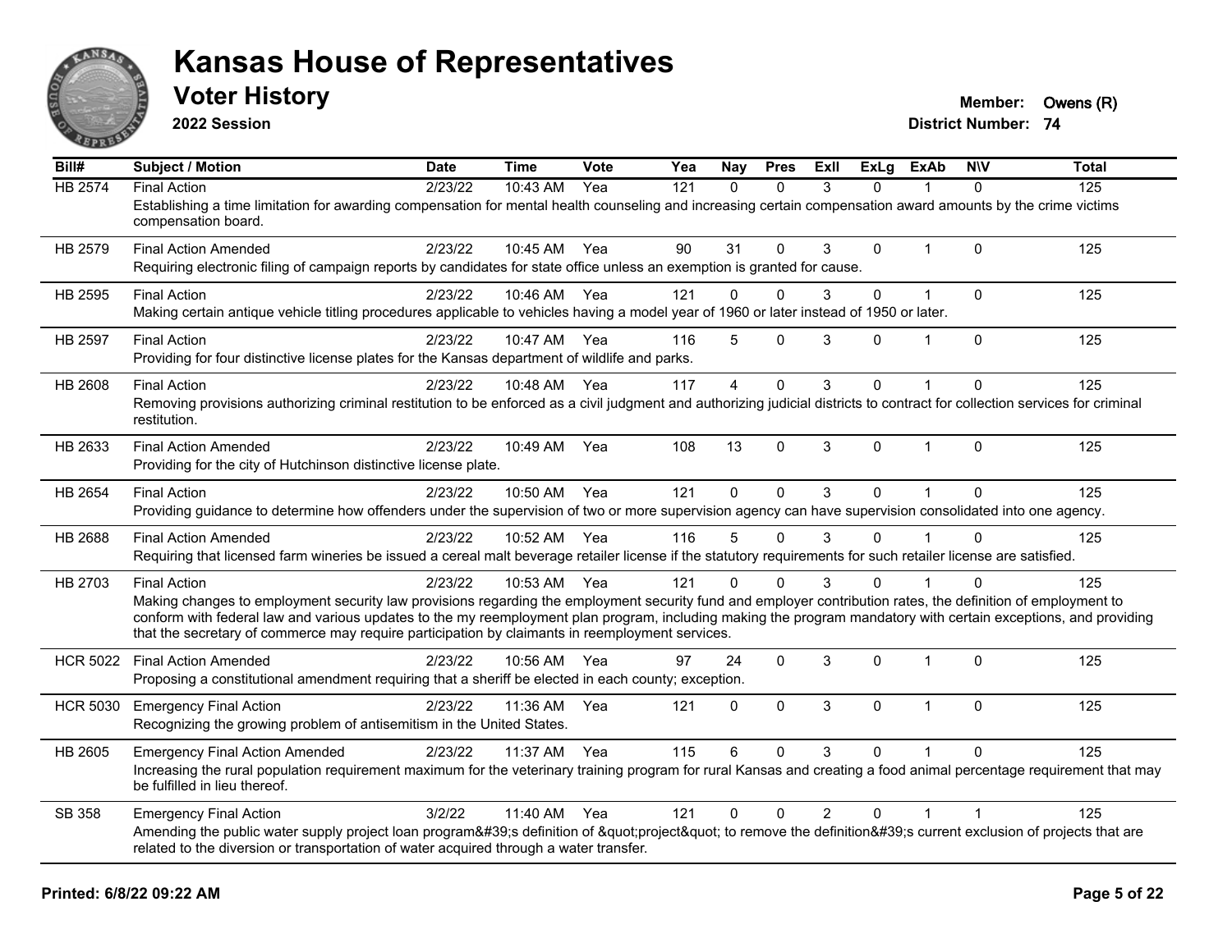# Kansas House of Representatives

## Voter History

**2022 Session**

**Member:** Owens (R)
**District Number:** 74

| Bill# | Subject / Motion | Date | Time | Vote | Yea | Nay | Pres | ExII | ExLg | ExAb | N\V | Total |
|---|---|---|---|---|---|---|---|---|---|---|---|---|
| HB 2574 | Final Action | 2/23/22 | 10:43 AM | Yea | 121 | 0 | 0 | 3 | 0 | 1 | 0 | 125 |
| | Establishing a time limitation for awarding compensation for mental health counseling and increasing certain compensation award amounts by the crime victims compensation board. | | | | | | | | | | | |
| HB 2579 | Final Action Amended | 2/23/22 | 10:45 AM | Yea | 90 | 31 | 0 | 3 | 0 | 1 | 0 | 125 |
| | Requiring electronic filing of campaign reports by candidates for state office unless an exemption is granted for cause. | | | | | | | | | | | |
| HB 2595 | Final Action | 2/23/22 | 10:46 AM | Yea | 121 | 0 | 0 | 3 | 0 | 1 | 0 | 125 |
| | Making certain antique vehicle titling procedures applicable to vehicles having a model year of 1960 or later instead of 1950 or later. | | | | | | | | | | | |
| HB 2597 | Final Action | 2/23/22 | 10:47 AM | Yea | 116 | 5 | 0 | 3 | 0 | 1 | 0 | 125 |
| | Providing for four distinctive license plates for the Kansas department of wildlife and parks. | | | | | | | | | | | |
| HB 2608 | Final Action | 2/23/22 | 10:48 AM | Yea | 117 | 4 | 0 | 3 | 0 | 1 | 0 | 125 |
| | Removing provisions authorizing criminal restitution to be enforced as a civil judgment and authorizing judicial districts to contract for collection services for criminal restitution. | | | | | | | | | | | |
| HB 2633 | Final Action Amended | 2/23/22 | 10:49 AM | Yea | 108 | 13 | 0 | 3 | 0 | 1 | 0 | 125 |
| | Providing for the city of Hutchinson distinctive license plate. | | | | | | | | | | | |
| HB 2654 | Final Action | 2/23/22 | 10:50 AM | Yea | 121 | 0 | 0 | 3 | 0 | 1 | 0 | 125 |
| | Providing guidance to determine how offenders under the supervision of two or more supervision agency can have supervision consolidated into one agency. | | | | | | | | | | | |
| HB 2688 | Final Action Amended | 2/23/22 | 10:52 AM | Yea | 116 | 5 | 0 | 3 | 0 | 1 | 0 | 125 |
| | Requiring that licensed farm wineries be issued a cereal malt beverage retailer license if the statutory requirements for such retailer license are satisfied. | | | | | | | | | | | |
| HB 2703 | Final Action | 2/23/22 | 10:53 AM | Yea | 121 | 0 | 0 | 3 | 0 | 1 | 0 | 125 |
| | Making changes to employment security law provisions regarding the employment security fund and employer contribution rates, the definition of employment to conform with federal law and various updates to the my reemployment plan program, including making the program mandatory with certain exceptions, and providing that the secretary of commerce may require participation by claimants in reemployment services. | | | | | | | | | | | |
| HCR 5022 | Final Action Amended | 2/23/22 | 10:56 AM | Yea | 97 | 24 | 0 | 3 | 0 | 1 | 0 | 125 |
| | Proposing a constitutional amendment requiring that a sheriff be elected in each county; exception. | | | | | | | | | | | |
| HCR 5030 | Emergency Final Action | 2/23/22 | 11:36 AM | Yea | 121 | 0 | 0 | 3 | 0 | 1 | 0 | 125 |
| | Recognizing the growing problem of antisemitism in the United States. | | | | | | | | | | | |
| HB 2605 | Emergency Final Action Amended | 2/23/22 | 11:37 AM | Yea | 115 | 6 | 0 | 3 | 0 | 1 | 0 | 125 |
| | Increasing the rural population requirement maximum for the veterinary training program for rural Kansas and creating a food animal percentage requirement that may be fulfilled in lieu thereof. | | | | | | | | | | | |
| SB 358 | Emergency Final Action | 3/2/22 | 11:40 AM | Yea | 121 | 0 | 0 | 2 | 0 | 1 | 1 | 125 |
| | Amending the public water supply project loan program&#39;s definition of &quot;project&quot; to remove the definition&#39;s current exclusion of projects that are related to the diversion or transportation of water acquired through a water transfer. | | | | | | | | | | | |

**Printed: 6/8/22 09:22 AM**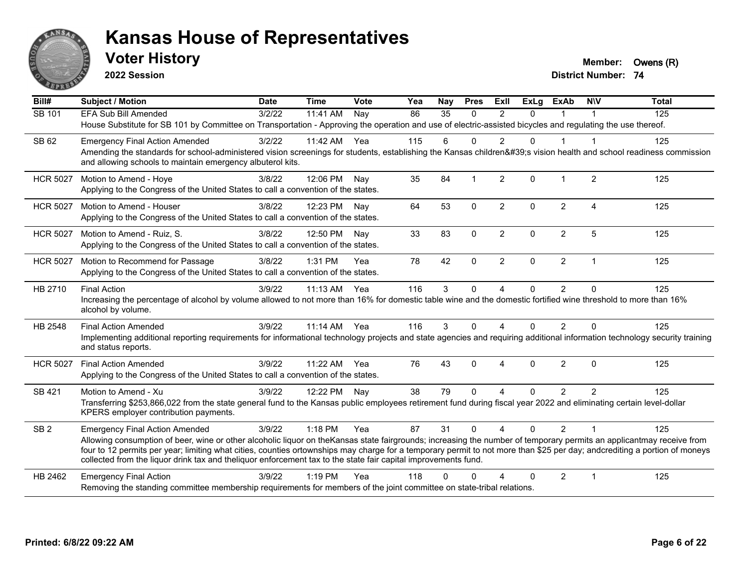# Kansas House of Representatives

## Voter History

**2022 Session**

**Member:** Owens (R)
**District Number:** 74

| Bill# | Subject / Motion | Date | Time | Vote | Yea | Nay | Pres | ExII | ExLg | ExAb | N\V | Total |
|---|---|---|---|---|---|---|---|---|---|---|---|---|
| SB 101 | EFA Sub Bill Amended | 3/2/22 | 11:41 AM | Nay | 86 | 35 | 0 | 2 | 0 | 1 | 1 | 125 |
| | House Substitute for SB 101 by Committee on Transportation - Approving the operation and use of electric-assisted bicycles and regulating the use thereof. | | | | | | | | | | | |
| SB 62 | Emergency Final Action Amended | 3/2/22 | 11:42 AM | Yea | 115 | 6 | 0 | 2 | 0 | 1 | 1 | 125 |
| | Amending the standards for school-administered vision screenings for students, establishing the Kansas children&#39;s vision health and school readiness commission and allowing schools to maintain emergency albuterol kits. | | | | | | | | | | | |
| HCR 5027 | Motion to Amend - Hoye | 3/8/22 | 12:06 PM | Nay | 35 | 84 | 1 | 2 | 0 | 1 | 2 | 125 |
| | Applying to the Congress of the United States to call a convention of the states. | | | | | | | | | | | |
| HCR 5027 | Motion to Amend - Houser | 3/8/22 | 12:23 PM | Nay | 64 | 53 | 0 | 2 | 0 | 2 | 4 | 125 |
| | Applying to the Congress of the United States to call a convention of the states. | | | | | | | | | | | |
| HCR 5027 | Motion to Amend - Ruiz, S. | 3/8/22 | 12:50 PM | Nay | 33 | 83 | 0 | 2 | 0 | 2 | 5 | 125 |
| | Applying to the Congress of the United States to call a convention of the states. | | | | | | | | | | | |
| HCR 5027 | Motion to Recommend for Passage | 3/8/22 | 1:31 PM | Yea | 78 | 42 | 0 | 2 | 0 | 2 | 1 | 125 |
| | Applying to the Congress of the United States to call a convention of the states. | | | | | | | | | | | |
| HB 2710 | Final Action | 3/9/22 | 11:13 AM | Yea | 116 | 3 | 0 | 4 | 0 | 2 | 0 | 125 |
| | Increasing the percentage of alcohol by volume allowed to not more than 16% for domestic table wine and the domestic fortified wine threshold to more than 16% alcohol by volume. | | | | | | | | | | | |
| HB 2548 | Final Action Amended | 3/9/22 | 11:14 AM | Yea | 116 | 3 | 0 | 4 | 0 | 2 | 0 | 125 |
| | Implementing additional reporting requirements for informational technology projects and state agencies and requiring additional information technology security training and status reports. | | | | | | | | | | | |
| HCR 5027 | Final Action Amended | 3/9/22 | 11:22 AM | Yea | 76 | 43 | 0 | 4 | 0 | 2 | 0 | 125 |
| | Applying to the Congress of the United States to call a convention of the states. | | | | | | | | | | | |
| SB 421 | Motion to Amend - Xu | 3/9/22 | 12:22 PM | Nay | 38 | 79 | 0 | 4 | 0 | 2 | 2 | 125 |
| | Transferring $253,866,022 from the state general fund to the Kansas public employees retirement fund during fiscal year 2022 and eliminating certain level-dollar KPERS employer contribution payments. | | | | | | | | | | | |
| SB 2 | Emergency Final Action Amended | 3/9/22 | 1:18 PM | Yea | 87 | 31 | 0 | 4 | 0 | 2 | 1 | 125 |
| | Allowing consumption of beer, wine or other alcoholic liquor on theKansas state fairgrounds; increasing the number of temporary permits an applicantmay receive from four to 12 permits per year; limiting what cities, counties ortownships may charge for a temporary permit to not more than $25 per day; andcrediting a portion of moneys collected from the liquor drink tax and theliquor enforcement tax to the state fair capital improvements fund. | | | | | | | | | | | |
| HB 2462 | Emergency Final Action | 3/9/22 | 1:19 PM | Yea | 118 | 0 | 0 | 4 | 0 | 2 | 1 | 125 |
| | Removing the standing committee membership requirements for members of the joint committee on state-tribal relations. | | | | | | | | | | | |

**Printed: 6/8/22 09:22 AM**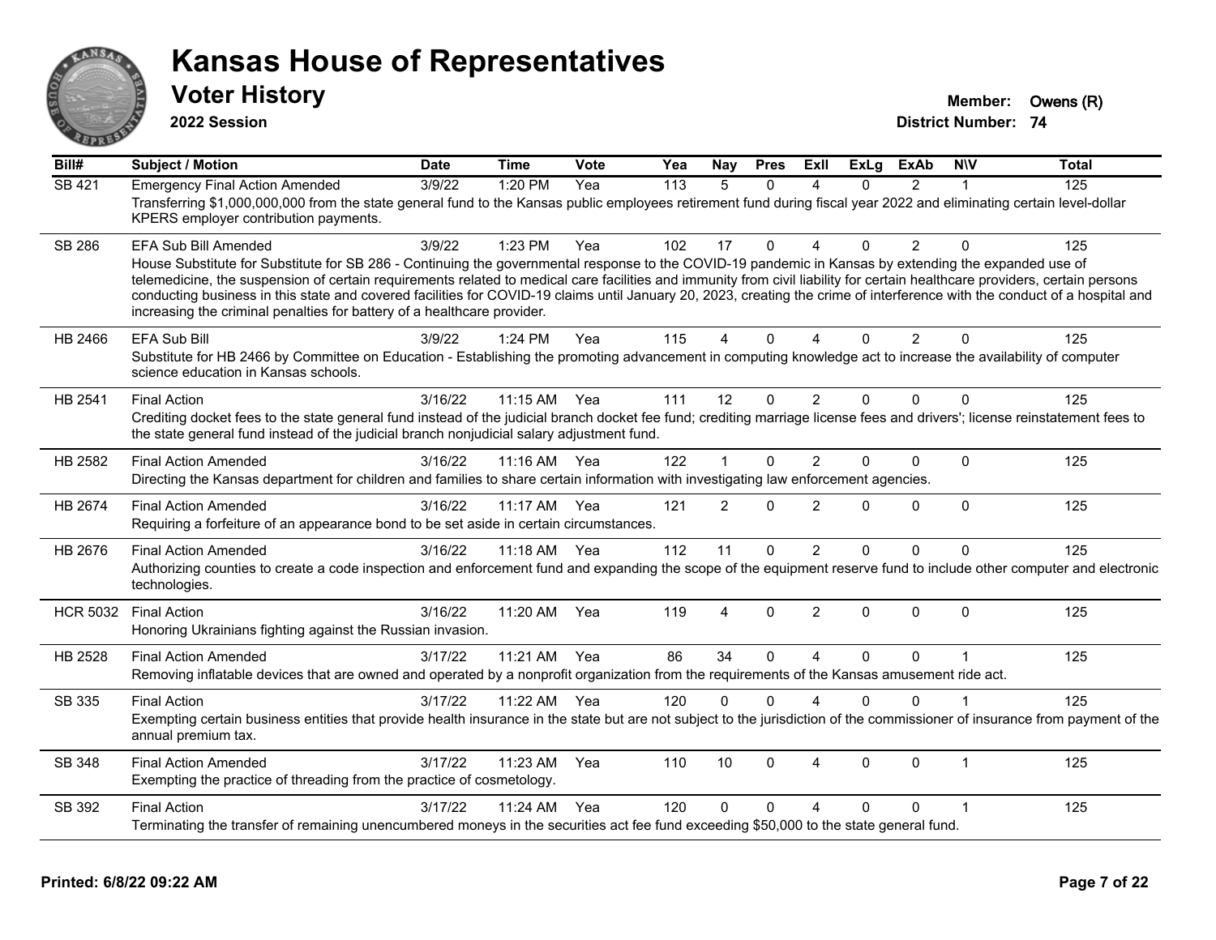# Kansas House of Representatives

## Voter History

**2022 Session**

**Member:** Owens (R)
**District Number:** 74

| Bill# | Subject / Motion | Date | Time | Vote | Yea | Nay | Pres | ExII | ExLg | ExAb | N\V | Total |
|---|---|---|---|---|---|---|---|---|---|---|---|---|
| SB 421 | Emergency Final Action Amended | 3/9/22 | 1:20 PM | Yea | 113 | 5 | 0 | 4 | 0 | 2 | 1 | 125 |
| | Transferring $1,000,000,000 from the state general fund to the Kansas public employees retirement fund during fiscal year 2022 and eliminating certain level-dollar KPERS employer contribution payments. | | | | | | | | | | | |
| SB 286 | EFA Sub Bill Amended | 3/9/22 | 1:23 PM | Yea | 102 | 17 | 0 | 4 | 0 | 2 | 0 | 125 |
| | House Substitute for Substitute for SB 286 - Continuing the governmental response to the COVID-19 pandemic in Kansas by extending the expanded use of telemedicine, the suspension of certain requirements related to medical care facilities and immunity from civil liability for certain healthcare providers, certain persons conducting business in this state and covered facilities for COVID-19 claims until January 20, 2023, creating the crime of interference with the conduct of a hospital and increasing the criminal penalties for battery of a healthcare provider. | | | | | | | | | | | |
| HB 2466 | EFA Sub Bill | 3/9/22 | 1:24 PM | Yea | 115 | 4 | 0 | 4 | 0 | 2 | 0 | 125 |
| | Substitute for HB 2466 by Committee on Education - Establishing the promoting advancement in computing knowledge act to increase the availability of computer science education in Kansas schools. | | | | | | | | | | | |
| HB 2541 | Final Action | 3/16/22 | 11:15 AM | Yea | 111 | 12 | 0 | 2 | 0 | 0 | 0 | 125 |
| | Crediting docket fees to the state general fund instead of the judicial branch docket fee fund; crediting marriage license fees and drivers'; license reinstatement fees to the state general fund instead of the judicial branch nonjudicial salary adjustment fund. | | | | | | | | | | | |
| HB 2582 | Final Action Amended | 3/16/22 | 11:16 AM | Yea | 122 | 1 | 0 | 2 | 0 | 0 | 0 | 125 |
| | Directing the Kansas department for children and families to share certain information with investigating law enforcement agencies. | | | | | | | | | | | |
| HB 2674 | Final Action Amended | 3/16/22 | 11:17 AM | Yea | 121 | 2 | 0 | 2 | 0 | 0 | 0 | 125 |
| | Requiring a forfeiture of an appearance bond to be set aside in certain circumstances. | | | | | | | | | | | |
| HB 2676 | Final Action Amended | 3/16/22 | 11:18 AM | Yea | 112 | 11 | 0 | 2 | 0 | 0 | 0 | 125 |
| | Authorizing counties to create a code inspection and enforcement fund and expanding the scope of the equipment reserve fund to include other computer and electronic technologies. | | | | | | | | | | | |
| HCR 5032 | Final Action | 3/16/22 | 11:20 AM | Yea | 119 | 4 | 0 | 2 | 0 | 0 | 0 | 125 |
| | Honoring Ukrainians fighting against the Russian invasion. | | | | | | | | | | | |
| HB 2528 | Final Action Amended | 3/17/22 | 11:21 AM | Yea | 86 | 34 | 0 | 4 | 0 | 0 | 1 | 125 |
| | Removing inflatable devices that are owned and operated by a nonprofit organization from the requirements of the Kansas amusement ride act. | | | | | | | | | | | |
| SB 335 | Final Action | 3/17/22 | 11:22 AM | Yea | 120 | 0 | 0 | 4 | 0 | 0 | 1 | 125 |
| | Exempting certain business entities that provide health insurance in the state but are not subject to the jurisdiction of the commissioner of insurance from payment of the annual premium tax. | | | | | | | | | | | |
| SB 348 | Final Action Amended | 3/17/22 | 11:23 AM | Yea | 110 | 10 | 0 | 4 | 0 | 0 | 1 | 125 |
| | Exempting the practice of threading from the practice of cosmetology. | | | | | | | | | | | |
| SB 392 | Final Action | 3/17/22 | 11:24 AM | Yea | 120 | 0 | 0 | 4 | 0 | 0 | 1 | 125 |
| | Terminating the transfer of remaining unencumbered moneys in the securities act fee fund exceeding $50,000 to the state general fund. | | | | | | | | | | | |

**Printed: 6/8/22 09:22 AM**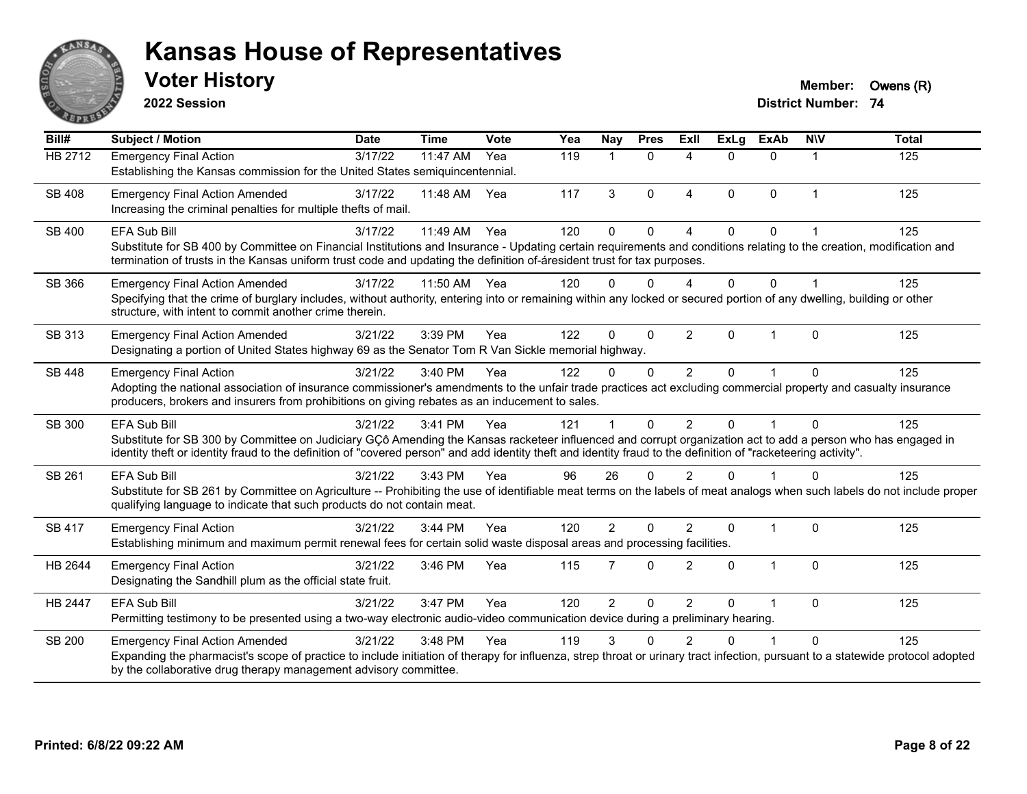# Kansas House of Representatives

## Voter History

**2022 Session**

**Member:** Owens (R)
**District Number:** 74

| Bill# | Subject / Motion | Date | Time | Vote | Yea | Nay | Pres | ExII | ExLg | ExAb | N\V | Total |
|---|---|---|---|---|---|---|---|---|---|---|---|---|
| HB 2712 | Emergency Final Action<br>Establishing the Kansas commission for the United States semiquincentennial. | 3/17/22 | 11:47 AM | Yea | 119 | 1 | 0 | 4 | 0 | 0 | 1 | 125 |
| SB 408 | Emergency Final Action Amended<br>Increasing the criminal penalties for multiple thefts of mail. | 3/17/22 | 11:48 AM | Yea | 117 | 3 | 0 | 4 | 0 | 0 | 1 | 125 |
| SB 400 | EFA Sub Bill<br>Substitute for SB 400 by Committee on Financial Institutions and Insurance - Updating certain requirements and conditions relating to the creation, modification and termination of trusts in the Kansas uniform trust code and updating the definition of-áresident trust for tax purposes. | 3/17/22 | 11:49 AM | Yea | 120 | 0 | 0 | 4 | 0 | 0 | 1 | 125 |
| SB 366 | Emergency Final Action Amended<br>Specifying that the crime of burglary includes, without authority, entering into or remaining within any locked or secured portion of any dwelling, building or other structure, with intent to commit another crime therein. | 3/17/22 | 11:50 AM | Yea | 120 | 0 | 0 | 4 | 0 | 0 | 1 | 125 |
| SB 313 | Emergency Final Action Amended<br>Designating a portion of United States highway 69 as the Senator Tom R Van Sickle memorial highway. | 3/21/22 | 3:39 PM | Yea | 122 | 0 | 0 | 2 | 0 | 1 | 0 | 125 |
| SB 448 | Emergency Final Action<br>Adopting the national association of insurance commissioner's amendments to the unfair trade practices act excluding commercial property and casualty insurance producers, brokers and insurers from prohibitions on giving rebates as an inducement to sales. | 3/21/22 | 3:40 PM | Yea | 122 | 0 | 0 | 2 | 0 | 1 | 0 | 125 |
| SB 300 | EFA Sub Bill<br>Substitute for SB 300 by Committee on Judiciary GÇô Amending the Kansas racketeer influenced and corrupt organization act to add a person who has engaged in identity theft or identity fraud to the definition of "covered person" and add identity theft and identity fraud to the definition of "racketeering activity". | 3/21/22 | 3:41 PM | Yea | 121 | 1 | 0 | 2 | 0 | 1 | 0 | 125 |
| SB 261 | EFA Sub Bill<br>Substitute for SB 261 by Committee on Agriculture -- Prohibiting the use of identifiable meat terms on the labels of meat analogs when such labels do not include proper qualifying language to indicate that such products do not contain meat. | 3/21/22 | 3:43 PM | Yea | 96 | 26 | 0 | 2 | 0 | 1 | 0 | 125 |
| SB 417 | Emergency Final Action<br>Establishing minimum and maximum permit renewal fees for certain solid waste disposal areas and processing facilities. | 3/21/22 | 3:44 PM | Yea | 120 | 2 | 0 | 2 | 0 | 1 | 0 | 125 |
| HB 2644 | Emergency Final Action<br>Designating the Sandhill plum as the official state fruit. | 3/21/22 | 3:46 PM | Yea | 115 | 7 | 0 | 2 | 0 | 1 | 0 | 125 |
| HB 2447 | EFA Sub Bill<br>Permitting testimony to be presented using a two-way electronic audio-video communication device during a preliminary hearing. | 3/21/22 | 3:47 PM | Yea | 120 | 2 | 0 | 2 | 0 | 1 | 0 | 125 |
| SB 200 | Emergency Final Action Amended<br>Expanding the pharmacist's scope of practice to include initiation of therapy for influenza, strep throat or urinary tract infection, pursuant to a statewide protocol adopted by the collaborative drug therapy management advisory committee. | 3/21/22 | 3:48 PM | Yea | 119 | 3 | 0 | 2 | 0 | 1 | 0 | 125 |

**Printed: 6/8/22 09:22 AM**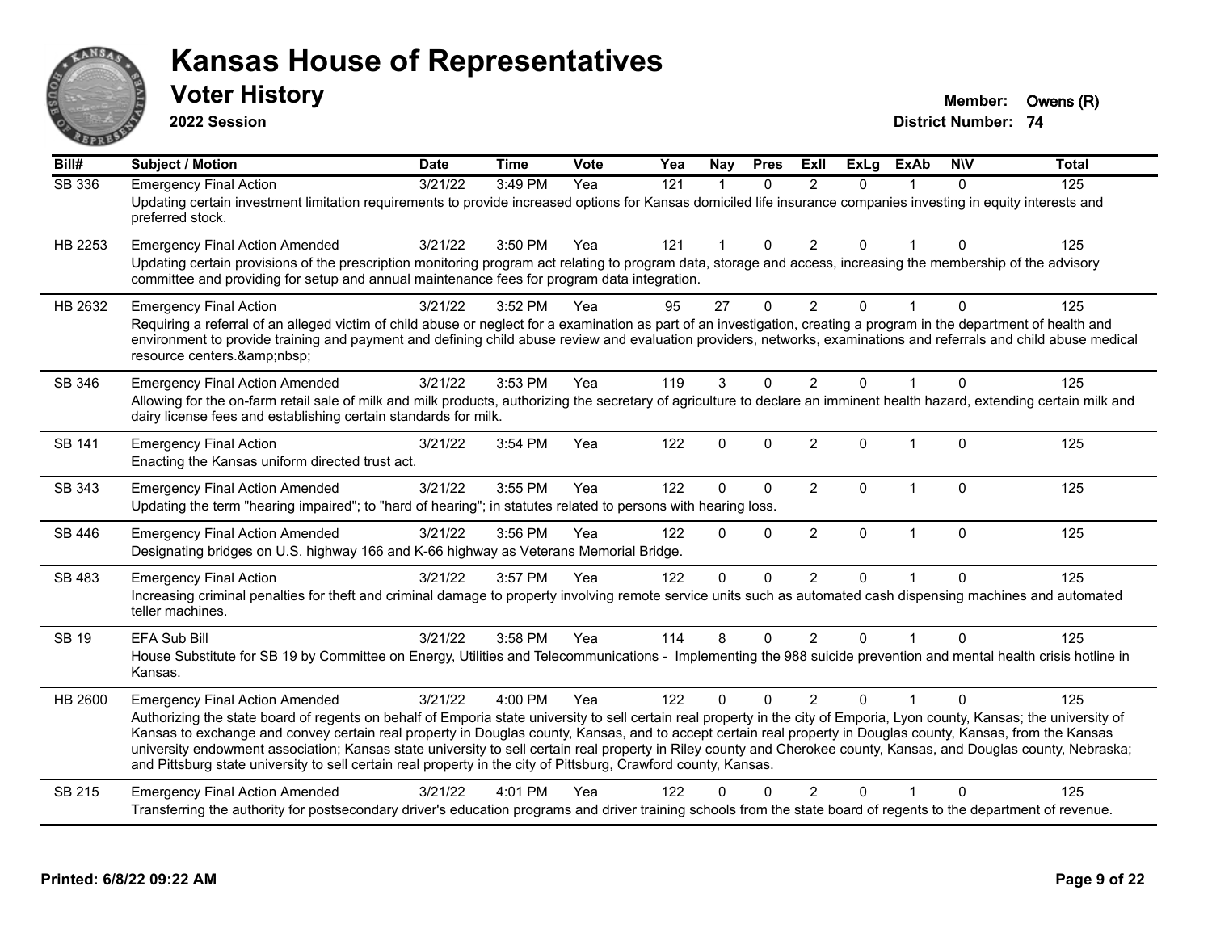# Kansas House of Representatives

## Voter History

**2022 Session**

**Member:** Owens (R)
**District Number:** 74

| Bill# | Subject / Motion | Date | Time | Vote | Yea | Nay | Pres | ExII | ExLg | ExAb | N\V | Total |
|---|---|---|---|---|---|---|---|---|---|---|---|---|
| SB 336 | Emergency Final Action | 3/21/22 | 3:49 PM | Yea | 121 | 1 | 0 | 2 | 0 | 1 | 0 | 125 |
| | Updating certain investment limitation requirements to provide increased options for Kansas domiciled life insurance companies investing in equity interests and preferred stock. | | | | | | | | | | | |
| HB 2253 | Emergency Final Action Amended | 3/21/22 | 3:50 PM | Yea | 121 | 1 | 0 | 2 | 0 | 1 | 0 | 125 |
| | Updating certain provisions of the prescription monitoring program act relating to program data, storage and access, increasing the membership of the advisory committee and providing for setup and annual maintenance fees for program data integration. | | | | | | | | | | | |
| HB 2632 | Emergency Final Action | 3/21/22 | 3:52 PM | Yea | 95 | 27 | 0 | 2 | 0 | 1 | 0 | 125 |
| | Requiring a referral of an alleged victim of child abuse or neglect for a examination as part of an investigation, creating a program in the department of health and environment to provide training and payment and defining child abuse review and evaluation providers, networks, examinations and referrals and child abuse medical resource centers.&amp;nbsp; | | | | | | | | | | | |
| SB 346 | Emergency Final Action Amended | 3/21/22 | 3:53 PM | Yea | 119 | 3 | 0 | 2 | 0 | 1 | 0 | 125 |
| | Allowing for the on-farm retail sale of milk and milk products, authorizing the secretary of agriculture to declare an imminent health hazard, extending certain milk and dairy license fees and establishing certain standards for milk. | | | | | | | | | | | |
| SB 141 | Emergency Final Action | 3/21/22 | 3:54 PM | Yea | 122 | 0 | 0 | 2 | 0 | 1 | 0 | 125 |
| | Enacting the Kansas uniform directed trust act. | | | | | | | | | | | |
| SB 343 | Emergency Final Action Amended | 3/21/22 | 3:55 PM | Yea | 122 | 0 | 0 | 2 | 0 | 1 | 0 | 125 |
| | Updating the term "hearing impaired"; to "hard of hearing"; in statutes related to persons with hearing loss. | | | | | | | | | | | |
| SB 446 | Emergency Final Action Amended | 3/21/22 | 3:56 PM | Yea | 122 | 0 | 0 | 2 | 0 | 1 | 0 | 125 |
| | Designating bridges on U.S. highway 166 and K-66 highway as Veterans Memorial Bridge. | | | | | | | | | | | |
| SB 483 | Emergency Final Action | 3/21/22 | 3:57 PM | Yea | 122 | 0 | 0 | 2 | 0 | 1 | 0 | 125 |
| | Increasing criminal penalties for theft and criminal damage to property involving remote service units such as automated cash dispensing machines and automated teller machines. | | | | | | | | | | | |
| SB 19 | EFA Sub Bill | 3/21/22 | 3:58 PM | Yea | 114 | 8 | 0 | 2 | 0 | 1 | 0 | 125 |
| | House Substitute for SB 19 by Committee on Energy, Utilities and Telecommunications - Implementing the 988 suicide prevention and mental health crisis hotline in Kansas. | | | | | | | | | | | |
| HB 2600 | Emergency Final Action Amended | 3/21/22 | 4:00 PM | Yea | 122 | 0 | 0 | 2 | 0 | 1 | 0 | 125 |
| | Authorizing the state board of regents on behalf of Emporia state university to sell certain real property in the city of Emporia, Lyon county, Kansas; the university of Kansas to exchange and convey certain real property in Douglas county, Kansas, and to accept certain real property in Douglas county, Kansas, from the Kansas university endowment association; Kansas state university to sell certain real property in Riley county and Cherokee county, Kansas, and Douglas county, Nebraska; and Pittsburg state university to sell certain real property in the city of Pittsburg, Crawford county, Kansas. | | | | | | | | | | | |
| SB 215 | Emergency Final Action Amended | 3/21/22 | 4:01 PM | Yea | 122 | 0 | 0 | 2 | 0 | 1 | 0 | 125 |
| | Transferring the authority for postsecondary driver's education programs and driver training schools from the state board of regents to the department of revenue. | | | | | | | | | | | |

**Printed: 6/8/22 09:22 AM**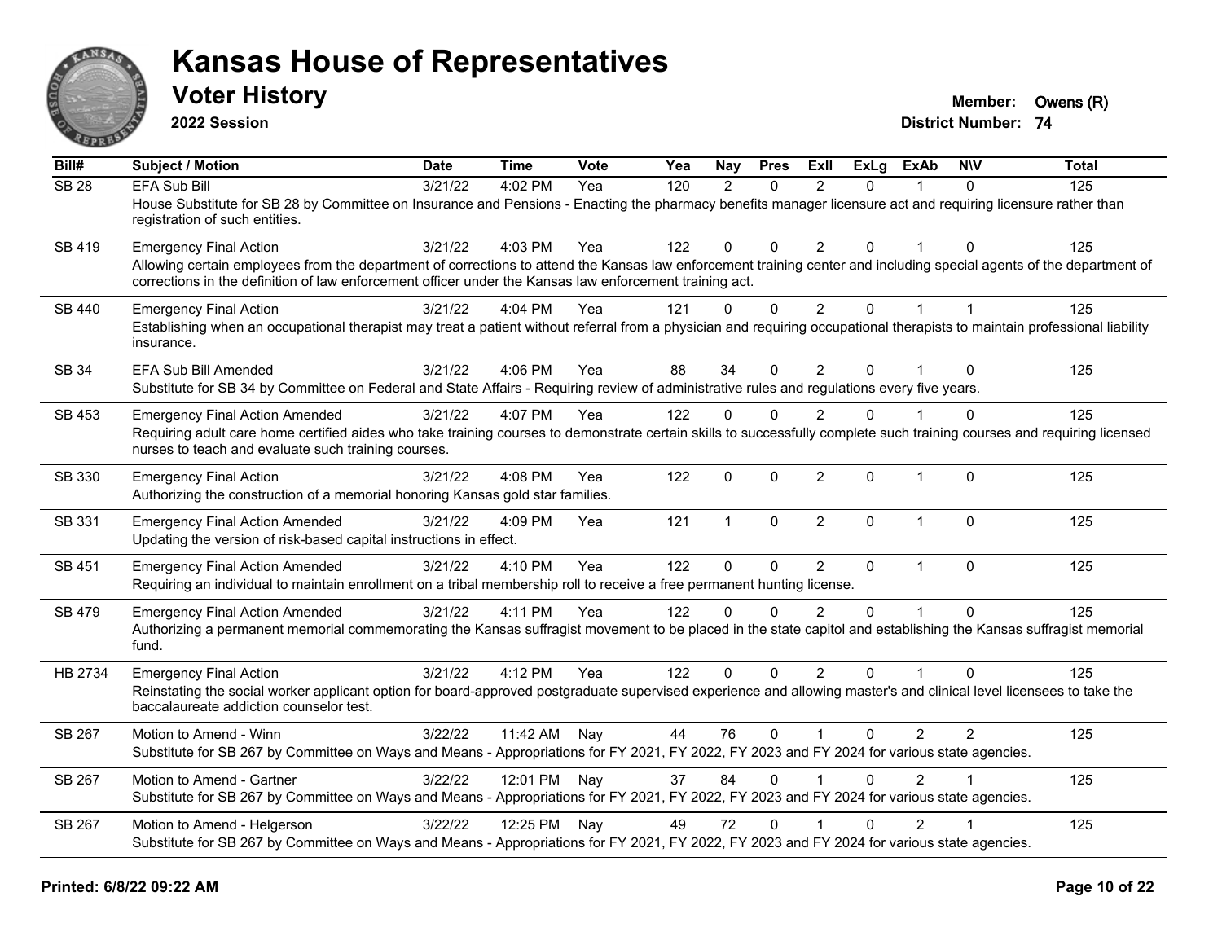# Kansas House of Representatives

## Voter History

**2022 Session**

**Member:** Owens (R)
**District Number:** 74

| Bill# | Subject / Motion | Date | Time | Vote | Yea | Nay | Pres | ExII | ExLg | ExAb | N\V | Total |
|---|---|---|---|---|---|---|---|---|---|---|---|---|
| SB 28 | EFA Sub Bill | 3/21/22 | 4:02 PM | Yea | 120 | 2 | 0 | 2 | 0 | 1 | 0 | 125 |
| | House Substitute for SB 28 by Committee on Insurance and Pensions - Enacting the pharmacy benefits manager licensure act and requiring licensure rather than registration of such entities. | | | | | | | | | | | |
| SB 419 | Emergency Final Action | 3/21/22 | 4:03 PM | Yea | 122 | 0 | 0 | 2 | 0 | 1 | 0 | 125 |
| | Allowing certain employees from the department of corrections to attend the Kansas law enforcement training center and including special agents of the department of corrections in the definition of law enforcement officer under the Kansas law enforcement training act. | | | | | | | | | | | |
| SB 440 | Emergency Final Action | 3/21/22 | 4:04 PM | Yea | 121 | 0 | 0 | 2 | 0 | 1 | 1 | 125 |
| | Establishing when an occupational therapist may treat a patient without referral from a physician and requiring occupational therapists to maintain professional liability insurance. | | | | | | | | | | | |
| SB 34 | EFA Sub Bill Amended | 3/21/22 | 4:06 PM | Yea | 88 | 34 | 0 | 2 | 0 | 1 | 0 | 125 |
| | Substitute for SB 34 by Committee on Federal and State Affairs - Requiring review of administrative rules and regulations every five years. | | | | | | | | | | | |
| SB 453 | Emergency Final Action Amended | 3/21/22 | 4:07 PM | Yea | 122 | 0 | 0 | 2 | 0 | 1 | 0 | 125 |
| | Requiring adult care home certified aides who take training courses to demonstrate certain skills to successfully complete such training courses and requiring licensed nurses to teach and evaluate such training courses. | | | | | | | | | | | |
| SB 330 | Emergency Final Action | 3/21/22 | 4:08 PM | Yea | 122 | 0 | 0 | 2 | 0 | 1 | 0 | 125 |
| | Authorizing the construction of a memorial honoring Kansas gold star families. | | | | | | | | | | | |
| SB 331 | Emergency Final Action Amended | 3/21/22 | 4:09 PM | Yea | 121 | 1 | 0 | 2 | 0 | 1 | 0 | 125 |
| | Updating the version of risk-based capital instructions in effect. | | | | | | | | | | | |
| SB 451 | Emergency Final Action Amended | 3/21/22 | 4:10 PM | Yea | 122 | 0 | 0 | 2 | 0 | 1 | 0 | 125 |
| | Requiring an individual to maintain enrollment on a tribal membership roll to receive a free permanent hunting license. | | | | | | | | | | | |
| SB 479 | Emergency Final Action Amended | 3/21/22 | 4:11 PM | Yea | 122 | 0 | 0 | 2 | 0 | 1 | 0 | 125 |
| | Authorizing a permanent memorial commemorating the Kansas suffragist movement to be placed in the state capitol and establishing the Kansas suffragist memorial fund. | | | | | | | | | | | |
| HB 2734 | Emergency Final Action | 3/21/22 | 4:12 PM | Yea | 122 | 0 | 0 | 2 | 0 | 1 | 0 | 125 |
| | Reinstating the social worker applicant option for board-approved postgraduate supervised experience and allowing master's and clinical level licensees to take the baccalaureate addiction counselor test. | | | | | | | | | | | |
| SB 267 | Motion to Amend - Winn | 3/22/22 | 11:42 AM | Nay | 44 | 76 | 0 | 1 | 0 | 2 | 2 | 125 |
| | Substitute for SB 267 by Committee on Ways and Means - Appropriations for FY 2021, FY 2022, FY 2023 and FY 2024 for various state agencies. | | | | | | | | | | | |
| SB 267 | Motion to Amend - Gartner | 3/22/22 | 12:01 PM | Nay | 37 | 84 | 0 | 1 | 0 | 2 | 1 | 125 |
| | Substitute for SB 267 by Committee on Ways and Means - Appropriations for FY 2021, FY 2022, FY 2023 and FY 2024 for various state agencies. | | | | | | | | | | | |
| SB 267 | Motion to Amend - Helgerson | 3/22/22 | 12:25 PM | Nay | 49 | 72 | 0 | 1 | 0 | 2 | 1 | 125 |
| | Substitute for SB 267 by Committee on Ways and Means - Appropriations for FY 2021, FY 2022, FY 2023 and FY 2024 for various state agencies. | | | | | | | | | | | |

Printed: 6/8/22 09:22 AM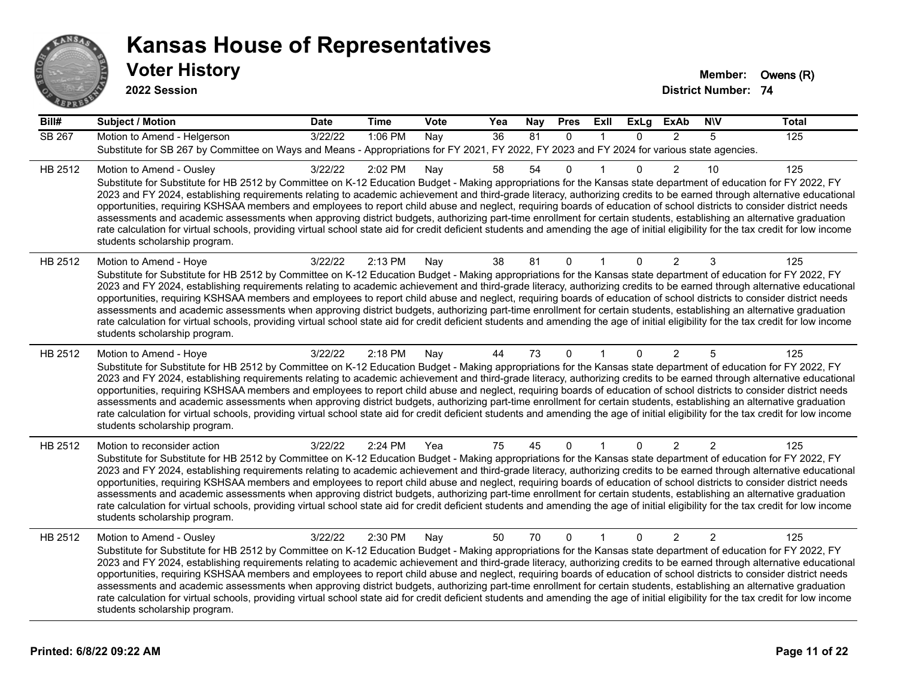# Kansas House of Representatives

## Voter History

**2022 Session**

**Member:** Owens (R)
**District Number:** 74

| Bill# | Subject / Motion | Date | Time | Vote | Yea | Nay | Pres | ExII | ExLg | ExAb | N\V | Total |
|---|---|---|---|---|---|---|---|---|---|---|---|---|
| SB 267 | Motion to Amend - Helgerson | 3/22/22 | 1:06 PM | Nay | 36 | 81 | 0 | 1 | 0 | 2 | 5 | 125 |
| | Substitute for SB 267 by Committee on Ways and Means - Appropriations for FY 2021, FY 2022, FY 2023 and FY 2024 for various state agencies. | | | | | | | | | | | |
| HB 2512 | Motion to Amend - Ousley | 3/22/22 | 2:02 PM | Nay | 58 | 54 | 0 | 1 | 0 | 2 | 10 | 125 |
| | Substitute for Substitute for HB 2512 by Committee on K-12 Education Budget - Making appropriations for the Kansas state department of education for FY 2022, FY 2023 and FY 2024, establishing requirements relating to academic achievement and third-grade literacy, authorizing credits to be earned through alternative educational opportunities, requiring KSHSAA members and employees to report child abuse and neglect, requiring boards of education of school districts to consider district needs assessments and academic assessments when approving district budgets, authorizing part-time enrollment for certain students, establishing an alternative graduation rate calculation for virtual schools, providing virtual school state aid for credit deficient students and amending the age of initial eligibility for the tax credit for low income students scholarship program. | | | | | | | | | | | |
| HB 2512 | Motion to Amend - Hoye | 3/22/22 | 2:13 PM | Nay | 38 | 81 | 0 | 1 | 0 | 2 | 3 | 125 |
| | Substitute for Substitute for HB 2512 by Committee on K-12 Education Budget - Making appropriations for the Kansas state department of education for FY 2022, FY 2023 and FY 2024, establishing requirements relating to academic achievement and third-grade literacy, authorizing credits to be earned through alternative educational opportunities, requiring KSHSAA members and employees to report child abuse and neglect, requiring boards of education of school districts to consider district needs assessments and academic assessments when approving district budgets, authorizing part-time enrollment for certain students, establishing an alternative graduation rate calculation for virtual schools, providing virtual school state aid for credit deficient students and amending the age of initial eligibility for the tax credit for low income students scholarship program. | | | | | | | | | | | |
| HB 2512 | Motion to Amend - Hoye | 3/22/22 | 2:18 PM | Nay | 44 | 73 | 0 | 1 | 0 | 2 | 5 | 125 |
| | Substitute for Substitute for HB 2512 by Committee on K-12 Education Budget - Making appropriations for the Kansas state department of education for FY 2022, FY 2023 and FY 2024, establishing requirements relating to academic achievement and third-grade literacy, authorizing credits to be earned through alternative educational opportunities, requiring KSHSAA members and employees to report child abuse and neglect, requiring boards of education of school districts to consider district needs assessments and academic assessments when approving district budgets, authorizing part-time enrollment for certain students, establishing an alternative graduation rate calculation for virtual schools, providing virtual school state aid for credit deficient students and amending the age of initial eligibility for the tax credit for low income students scholarship program. | | | | | | | | | | | |
| HB 2512 | Motion to reconsider action | 3/22/22 | 2:24 PM | Yea | 75 | 45 | 0 | 1 | 0 | 2 | 2 | 125 |
| | Substitute for Substitute for HB 2512 by Committee on K-12 Education Budget - Making appropriations for the Kansas state department of education for FY 2022, FY 2023 and FY 2024, establishing requirements relating to academic achievement and third-grade literacy, authorizing credits to be earned through alternative educational opportunities, requiring KSHSAA members and employees to report child abuse and neglect, requiring boards of education of school districts to consider district needs assessments and academic assessments when approving district budgets, authorizing part-time enrollment for certain students, establishing an alternative graduation rate calculation for virtual schools, providing virtual school state aid for credit deficient students and amending the age of initial eligibility for the tax credit for low income students scholarship program. | | | | | | | | | | | |
| HB 2512 | Motion to Amend - Ousley | 3/22/22 | 2:30 PM | Nay | 50 | 70 | 0 | 1 | 0 | 2 | 2 | 125 |
| | Substitute for Substitute for HB 2512 by Committee on K-12 Education Budget - Making appropriations for the Kansas state department of education for FY 2022, FY 2023 and FY 2024, establishing requirements relating to academic achievement and third-grade literacy, authorizing credits to be earned through alternative educational opportunities, requiring KSHSAA members and employees to report child abuse and neglect, requiring boards of education of school districts to consider district needs assessments and academic assessments when approving district budgets, authorizing part-time enrollment for certain students, establishing an alternative graduation rate calculation for virtual schools, providing virtual school state aid for credit deficient students and amending the age of initial eligibility for the tax credit for low income students scholarship program. | | | | | | | | | | | |

**Printed: 6/8/22 09:22 AM**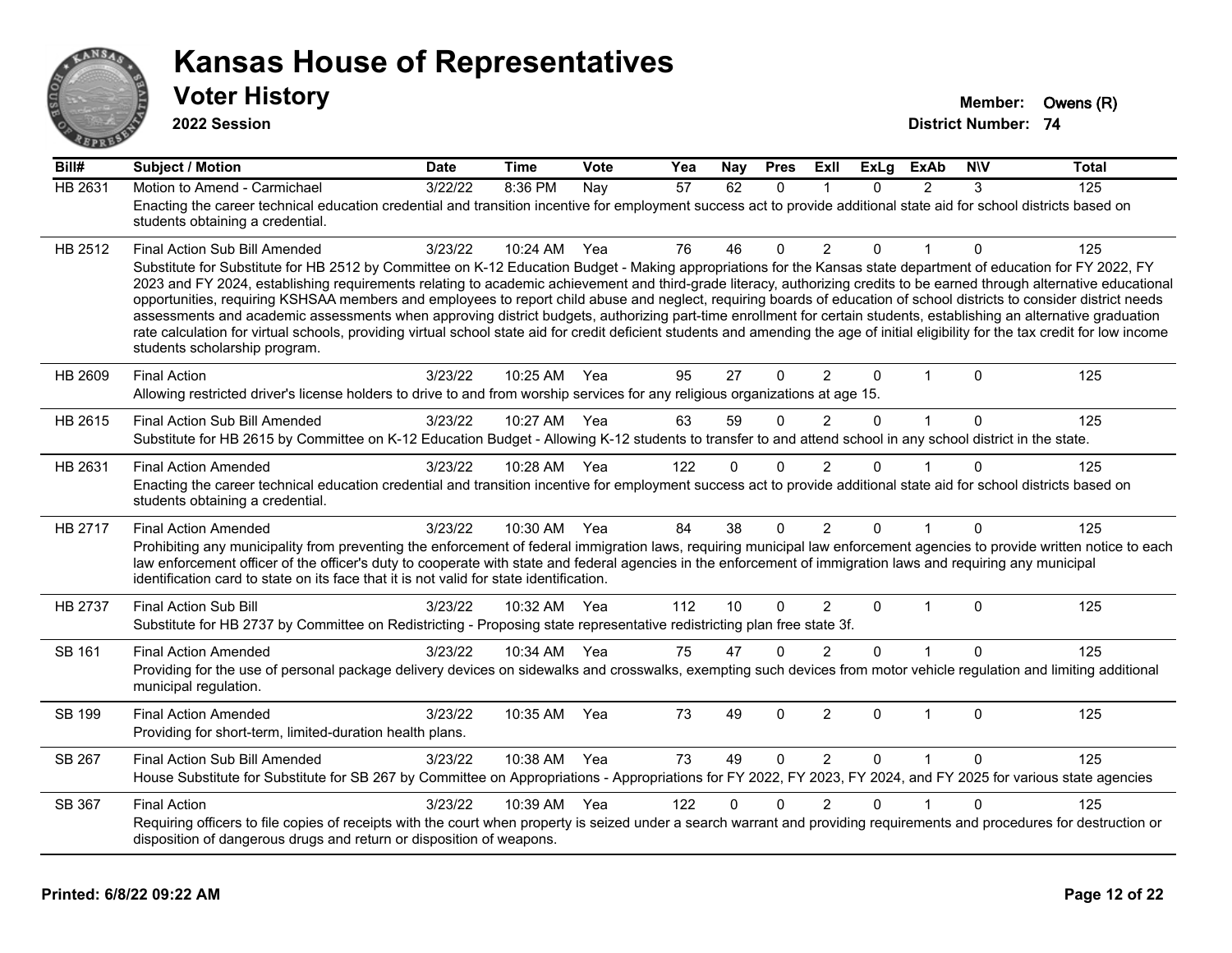# Kansas House of Representatives

## Voter History

**2022 Session**

**Member:** Owens (R)

**District Number:** 74

| Bill# | Subject / Motion | Date | Time | Vote | Yea | Nay | Pres | ExII | ExLg | ExAb | N\V | Total |
|---|---|---|---|---|---|---|---|---|---|---|---|---|
| HB 2631 | Motion to Amend - Carmichael | 3/22/22 | 8:36 PM | Nay | 57 | 62 | 0 | 1 | 0 | 2 | 3 | 125 |
| | Enacting the career technical education credential and transition incentive for employment success act to provide additional state aid for school districts based on students obtaining a credential. | | | | | | | | | | | |
| HB 2512 | Final Action Sub Bill Amended | 3/23/22 | 10:24 AM | Yea | 76 | 46 | 0 | 2 | 0 | 1 | 0 | 125 |
| | Substitute for Substitute for HB 2512 by Committee on K-12 Education Budget - Making appropriations for the Kansas state department of education for FY 2022, FY 2023 and FY 2024, establishing requirements relating to academic achievement and third-grade literacy, authorizing credits to be earned through alternative educational opportunities, requiring KSHSAA members and employees to report child abuse and neglect, requiring boards of education of school districts to consider district needs assessments and academic assessments when approving district budgets, authorizing part-time enrollment for certain students, establishing an alternative graduation rate calculation for virtual schools, providing virtual school state aid for credit deficient students and amending the age of initial eligibility for the tax credit for low income students scholarship program. | | | | | | | | | | | |
| HB 2609 | Final Action | 3/23/22 | 10:25 AM | Yea | 95 | 27 | 0 | 2 | 0 | 1 | 0 | 125 |
| | Allowing restricted driver's license holders to drive to and from worship services for any religious organizations at age 15. | | | | | | | | | | | |
| HB 2615 | Final Action Sub Bill Amended | 3/23/22 | 10:27 AM | Yea | 63 | 59 | 0 | 2 | 0 | 1 | 0 | 125 |
| | Substitute for HB 2615 by Committee on K-12 Education Budget - Allowing K-12 students to transfer to and attend school in any school district in the state. | | | | | | | | | | | |
| HB 2631 | Final Action Amended | 3/23/22 | 10:28 AM | Yea | 122 | 0 | 0 | 2 | 0 | 1 | 0 | 125 |
| | Enacting the career technical education credential and transition incentive for employment success act to provide additional state aid for school districts based on students obtaining a credential. | | | | | | | | | | | |
| HB 2717 | Final Action Amended | 3/23/22 | 10:30 AM | Yea | 84 | 38 | 0 | 2 | 0 | 1 | 0 | 125 |
| | Prohibiting any municipality from preventing the enforcement of federal immigration laws, requiring municipal law enforcement agencies to provide written notice to each law enforcement officer of the officer's duty to cooperate with state and federal agencies in the enforcement of immigration laws and requiring any municipal identification card to state on its face that it is not valid for state identification. | | | | | | | | | | | |
| HB 2737 | Final Action Sub Bill | 3/23/22 | 10:32 AM | Yea | 112 | 10 | 0 | 2 | 0 | 1 | 0 | 125 |
| | Substitute for HB 2737 by Committee on Redistricting - Proposing state representative redistricting plan free state 3f. | | | | | | | | | | | |
| SB 161 | Final Action Amended | 3/23/22 | 10:34 AM | Yea | 75 | 47 | 0 | 2 | 0 | 1 | 0 | 125 |
| | Providing for the use of personal package delivery devices on sidewalks and crosswalks, exempting such devices from motor vehicle regulation and limiting additional municipal regulation. | | | | | | | | | | | |
| SB 199 | Final Action Amended | 3/23/22 | 10:35 AM | Yea | 73 | 49 | 0 | 2 | 0 | 1 | 0 | 125 |
| | Providing for short-term, limited-duration health plans. | | | | | | | | | | | |
| SB 267 | Final Action Sub Bill Amended | 3/23/22 | 10:38 AM | Yea | 73 | 49 | 0 | 2 | 0 | 1 | 0 | 125 |
| | House Substitute for Substitute for SB 267 by Committee on Appropriations - Appropriations for FY 2022, FY 2023, FY 2024, and FY 2025 for various state agencies | | | | | | | | | | | |
| SB 367 | Final Action | 3/23/22 | 10:39 AM | Yea | 122 | 0 | 0 | 2 | 0 | 1 | 0 | 125 |
| | Requiring officers to file copies of receipts with the court when property is seized under a search warrant and providing requirements and procedures for destruction or disposition of dangerous drugs and return or disposition of weapons. | | | | | | | | | | | |

**Printed: 6/8/22 09:22 AM**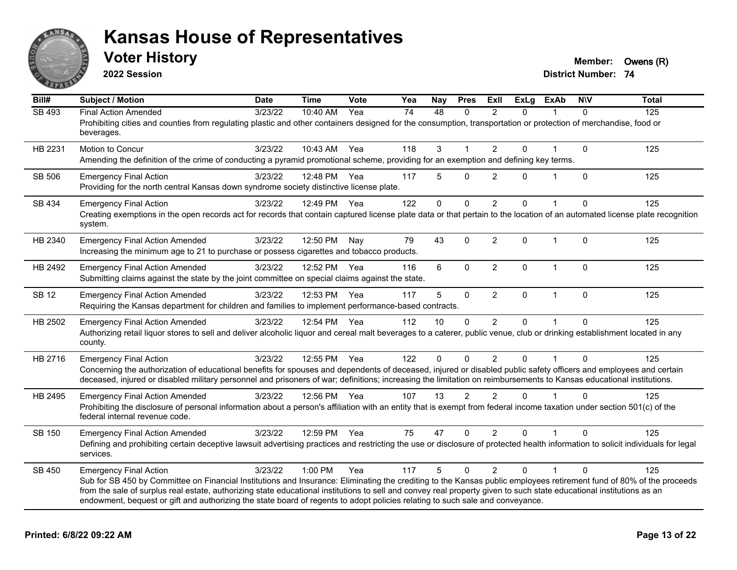# Kansas House of Representatives

## Voter History

**2022 Session**

**Member:** Owens (R)
**District Number:** 74

| Bill# | Subject / Motion | Date | Time | Vote | Yea | Nay | Pres | ExII | ExLg | ExAb | N\V | Total |
|---|---|---|---|---|---|---|---|---|---|---|---|---|
| SB 493 | Final Action Amended | 3/23/22 | 10:40 AM | Yea | 74 | 48 | 0 | 2 | 0 | 1 | 0 | 125 |
| | Prohibiting cities and counties from regulating plastic and other containers designed for the consumption, transportation or protection of merchandise, food or beverages. | | | | | | | | | | | |
| HB 2231 | Motion to Concur | 3/23/22 | 10:43 AM | Yea | 118 | 3 | 1 | 2 | 0 | 1 | 0 | 125 |
| | Amending the definition of the crime of conducting a pyramid promotional scheme, providing for an exemption and defining key terms. | | | | | | | | | | | |
| SB 506 | Emergency Final Action | 3/23/22 | 12:48 PM | Yea | 117 | 5 | 0 | 2 | 0 | 1 | 0 | 125 |
| | Providing for the north central Kansas down syndrome society distinctive license plate. | | | | | | | | | | | |
| SB 434 | Emergency Final Action | 3/23/22 | 12:49 PM | Yea | 122 | 0 | 0 | 2 | 0 | 1 | 0 | 125 |
| | Creating exemptions in the open records act for records that contain captured license plate data or that pertain to the location of an automated license plate recognition system. | | | | | | | | | | | |
| HB 2340 | Emergency Final Action Amended | 3/23/22 | 12:50 PM | Nay | 79 | 43 | 0 | 2 | 0 | 1 | 0 | 125 |
| | Increasing the minimum age to 21 to purchase or possess cigarettes and tobacco products. | | | | | | | | | | | |
| HB 2492 | Emergency Final Action Amended | 3/23/22 | 12:52 PM | Yea | 116 | 6 | 0 | 2 | 0 | 1 | 0 | 125 |
| | Submitting claims against the state by the joint committee on special claims against the state. | | | | | | | | | | | |
| SB 12 | Emergency Final Action Amended | 3/23/22 | 12:53 PM | Yea | 117 | 5 | 0 | 2 | 0 | 1 | 0 | 125 |
| | Requiring the Kansas department for children and families to implement performance-based contracts. | | | | | | | | | | | |
| HB 2502 | Emergency Final Action Amended | 3/23/22 | 12:54 PM | Yea | 112 | 10 | 0 | 2 | 0 | 1 | 0 | 125 |
| | Authorizing retail liquor stores to sell and deliver alcoholic liquor and cereal malt beverages to a caterer, public venue, club or drinking establishment located in any county. | | | | | | | | | | | |
| HB 2716 | Emergency Final Action | 3/23/22 | 12:55 PM | Yea | 122 | 0 | 0 | 2 | 0 | 1 | 0 | 125 |
| | Concerning the authorization of educational benefits for spouses and dependents of deceased, injured or disabled public safety officers and employees and certain deceased, injured or disabled military personnel and prisoners of war; definitions; increasing the limitation on reimbursements to Kansas educational institutions. | | | | | | | | | | | |
| HB 2495 | Emergency Final Action Amended | 3/23/22 | 12:56 PM | Yea | 107 | 13 | 2 | 2 | 0 | 1 | 0 | 125 |
| | Prohibiting the disclosure of personal information about a person's affiliation with an entity that is exempt from federal income taxation under section 501(c) of the federal internal revenue code. | | | | | | | | | | | |
| SB 150 | Emergency Final Action Amended | 3/23/22 | 12:59 PM | Yea | 75 | 47 | 0 | 2 | 0 | 1 | 0 | 125 |
| | Defining and prohibiting certain deceptive lawsuit advertising practices and restricting the use or disclosure of protected health information to solicit individuals for legal services. | | | | | | | | | | | |
| SB 450 | Emergency Final Action | 3/23/22 | 1:00 PM | Yea | 117 | 5 | 0 | 2 | 0 | 1 | 0 | 125 |
| | Sub for SB 450 by Committee on Financial Institutions and Insurance: Eliminating the crediting to the Kansas public employees retirement fund of 80% of the proceeds from the sale of surplus real estate, authorizing state educational institutions to sell and convey real property given to such state educational institutions as an endowment, bequest or gift and authorizing the state board of regents to adopt policies relating to such sale and conveyance. | | | | | | | | | | | |

**Printed: 6/8/22 09:22 AM**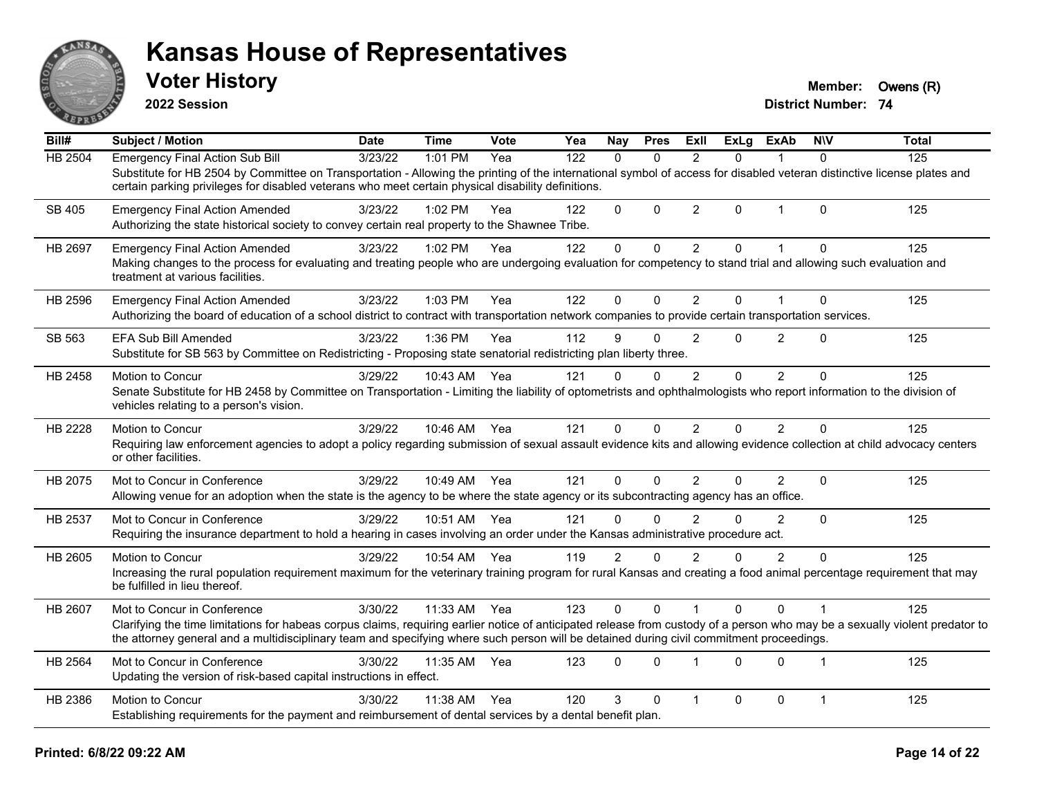# Kansas House of Representatives

## Voter History

**2022 Session**

**Member:** Owens (R)
**District Number:** 74

| Bill# | Subject / Motion | Date | Time | Vote | Yea | Nay | Pres | ExII | ExLg | ExAb | N\V | Total |
|---|---|---|---|---|---|---|---|---|---|---|---|---|
| HB 2504 | Emergency Final Action Sub Bill | 3/23/22 | 1:01 PM | Yea | 122 | 0 | 0 | 2 | 0 | 1 | 0 | 125 |
| | Substitute for HB 2504 by Committee on Transportation - Allowing the printing of the international symbol of access for disabled veteran distinctive license plates and certain parking privileges for disabled veterans who meet certain physical disability definitions. | | | | | | | | | | | |
| SB 405 | Emergency Final Action Amended | 3/23/22 | 1:02 PM | Yea | 122 | 0 | 0 | 2 | 0 | 1 | 0 | 125 |
| | Authorizing the state historical society to convey certain real property to the Shawnee Tribe. | | | | | | | | | | | |
| HB 2697 | Emergency Final Action Amended | 3/23/22 | 1:02 PM | Yea | 122 | 0 | 0 | 2 | 0 | 1 | 0 | 125 |
| | Making changes to the process for evaluating and treating people who are undergoing evaluation for competency to stand trial and allowing such evaluation and treatment at various facilities. | | | | | | | | | | | |
| HB 2596 | Emergency Final Action Amended | 3/23/22 | 1:03 PM | Yea | 122 | 0 | 0 | 2 | 0 | 1 | 0 | 125 |
| | Authorizing the board of education of a school district to contract with transportation network companies to provide certain transportation services. | | | | | | | | | | | |
| SB 563 | EFA Sub Bill Amended | 3/23/22 | 1:36 PM | Yea | 112 | 9 | 0 | 2 | 0 | 2 | 0 | 125 |
| | Substitute for SB 563 by Committee on Redistricting - Proposing state senatorial redistricting plan liberty three. | | | | | | | | | | | |
| HB 2458 | Motion to Concur | 3/29/22 | 10:43 AM | Yea | 121 | 0 | 0 | 2 | 0 | 2 | 0 | 125 |
| | Senate Substitute for HB 2458 by Committee on Transportation - Limiting the liability of optometrists and ophthalmologists who report information to the division of vehicles relating to a person's vision. | | | | | | | | | | | |
| HB 2228 | Motion to Concur | 3/29/22 | 10:46 AM | Yea | 121 | 0 | 0 | 2 | 0 | 2 | 0 | 125 |
| | Requiring law enforcement agencies to adopt a policy regarding submission of sexual assault evidence kits and allowing evidence collection at child advocacy centers or other facilities. | | | | | | | | | | | |
| HB 2075 | Mot to Concur in Conference | 3/29/22 | 10:49 AM | Yea | 121 | 0 | 0 | 2 | 0 | 2 | 0 | 125 |
| | Allowing venue for an adoption when the state is the agency to be where the state agency or its subcontracting agency has an office. | | | | | | | | | | | |
| HB 2537 | Mot to Concur in Conference | 3/29/22 | 10:51 AM | Yea | 121 | 0 | 0 | 2 | 0 | 2 | 0 | 125 |
| | Requiring the insurance department to hold a hearing in cases involving an order under the Kansas administrative procedure act. | | | | | | | | | | | |
| HB 2605 | Motion to Concur | 3/29/22 | 10:54 AM | Yea | 119 | 2 | 0 | 2 | 0 | 2 | 0 | 125 |
| | Increasing the rural population requirement maximum for the veterinary training program for rural Kansas and creating a food animal percentage requirement that may be fulfilled in lieu thereof. | | | | | | | | | | | |
| HB 2607 | Mot to Concur in Conference | 3/30/22 | 11:33 AM | Yea | 123 | 0 | 0 | 1 | 0 | 0 | 1 | 125 |
| | Clarifying the time limitations for habeas corpus claims, requiring earlier notice of anticipated release from custody of a person who may be a sexually violent predator to the attorney general and a multidisciplinary team and specifying where such person will be detained during civil commitment proceedings. | | | | | | | | | | | |
| HB 2564 | Mot to Concur in Conference | 3/30/22 | 11:35 AM | Yea | 123 | 0 | 0 | 1 | 0 | 0 | 1 | 125 |
| | Updating the version of risk-based capital instructions in effect. | | | | | | | | | | | |
| HB 2386 | Motion to Concur | 3/30/22 | 11:38 AM | Yea | 120 | 3 | 0 | 1 | 0 | 0 | 1 | 125 |
| | Establishing requirements for the payment and reimbursement of dental services by a dental benefit plan. | | | | | | | | | | | |

**Printed: 6/8/22 09:22 AM**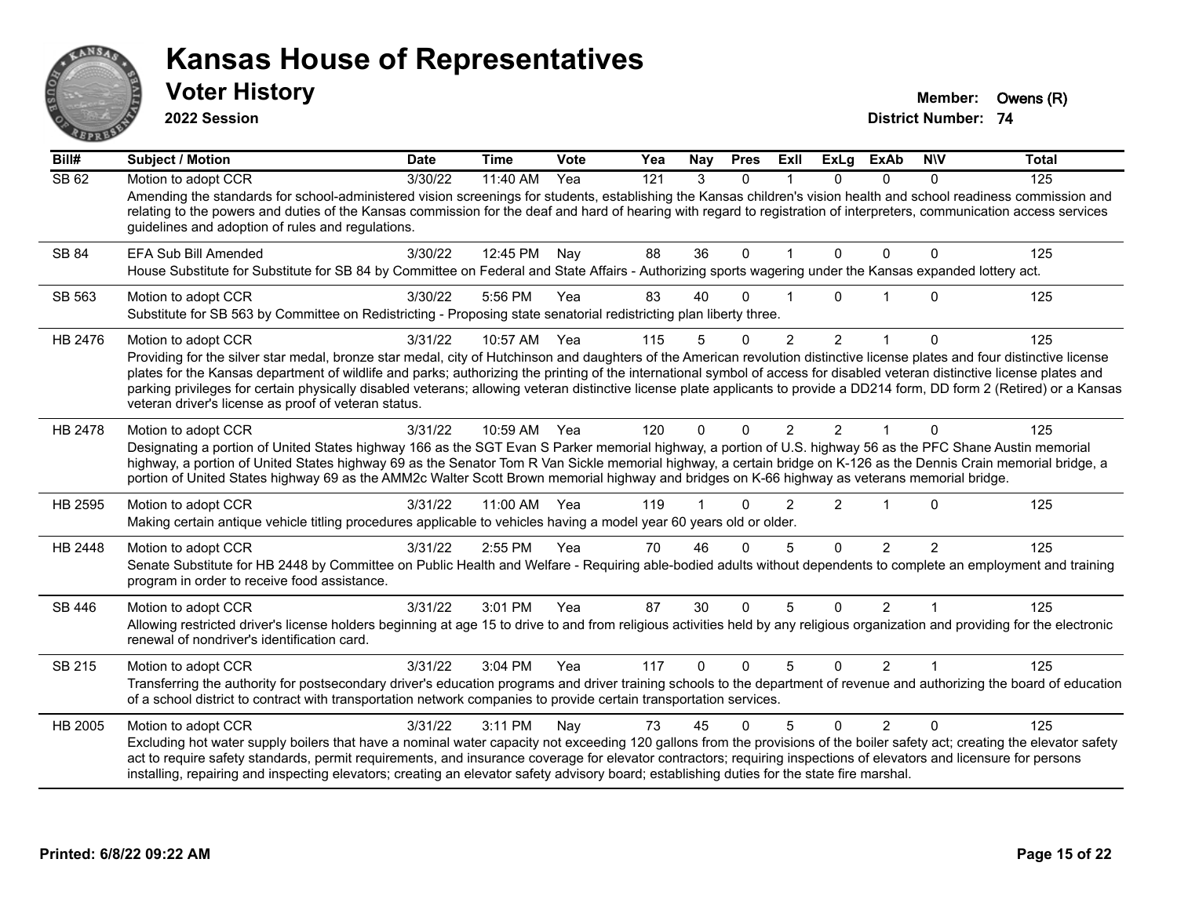# Kansas House of Representatives

## Voter History

**2022 Session**

**Member:** Owens (R)
**District Number:** 74

| Bill# | Subject / Motion | Date | Time | Vote | Yea | Nay | Pres | ExII | ExLg | ExAb | N\V | Total |
|---|---|---|---|---|---|---|---|---|---|---|---|---|
| SB 62 | Motion to adopt CCR | 3/30/22 | 11:40 AM | Yea | 121 | 3 | 0 | 1 | 0 | 0 | 0 | 125 |
| | Amending the standards for school-administered vision screenings for students, establishing the Kansas children's vision health and school readiness commission and relating to the powers and duties of the Kansas commission for the deaf and hard of hearing with regard to registration of interpreters, communication access services guidelines and adoption of rules and regulations. | | | | | | | | | | | |
| SB 84 | EFA Sub Bill Amended | 3/30/22 | 12:45 PM | Nay | 88 | 36 | 0 | 1 | 0 | 0 | 0 | 125 |
| | House Substitute for Substitute for SB 84 by Committee on Federal and State Affairs - Authorizing sports wagering under the Kansas expanded lottery act. | | | | | | | | | | | |
| SB 563 | Motion to adopt CCR | 3/30/22 | 5:56 PM | Yea | 83 | 40 | 0 | 1 | 0 | 1 | 0 | 125 |
| | Substitute for SB 563 by Committee on Redistricting - Proposing state senatorial redistricting plan liberty three. | | | | | | | | | | | |
| HB 2476 | Motion to adopt CCR | 3/31/22 | 10:57 AM | Yea | 115 | 5 | 0 | 2 | 2 | 1 | 0 | 125 |
| | Providing for the silver star medal, bronze star medal, city of Hutchinson and daughters of the American revolution distinctive license plates and four distinctive license plates for the Kansas department of wildlife and parks; authorizing the printing of the international symbol of access for disabled veteran distinctive license plates and parking privileges for certain physically disabled veterans; allowing veteran distinctive license plate applicants to provide a DD214 form, DD form 2 (Retired) or a Kansas veteran driver's license as proof of veteran status. | | | | | | | | | | | |
| HB 2478 | Motion to adopt CCR | 3/31/22 | 10:59 AM | Yea | 120 | 0 | 0 | 2 | 2 | 1 | 0 | 125 |
| | Designating a portion of United States highway 166 as the SGT Evan S Parker memorial highway, a portion of U.S. highway 56 as the PFC Shane Austin memorial highway, a portion of United States highway 69 as the Senator Tom R Van Sickle memorial highway, a certain bridge on K-126 as the Dennis Crain memorial bridge, a portion of United States highway 69 as the AMM2c Walter Scott Brown memorial highway and bridges on K-66 highway as veterans memorial bridge. | | | | | | | | | | | |
| HB 2595 | Motion to adopt CCR | 3/31/22 | 11:00 AM | Yea | 119 | 1 | 0 | 2 | 2 | 1 | 0 | 125 |
| | Making certain antique vehicle titling procedures applicable to vehicles having a model year 60 years old or older. | | | | | | | | | | | |
| HB 2448 | Motion to adopt CCR | 3/31/22 | 2:55 PM | Yea | 70 | 46 | 0 | 5 | 0 | 2 | 2 | 125 |
| | Senate Substitute for HB 2448 by Committee on Public Health and Welfare - Requiring able-bodied adults without dependents to complete an employment and training program in order to receive food assistance. | | | | | | | | | | | |
| SB 446 | Motion to adopt CCR | 3/31/22 | 3:01 PM | Yea | 87 | 30 | 0 | 5 | 0 | 2 | 1 | 125 |
| | Allowing restricted driver's license holders beginning at age 15 to drive to and from religious activities held by any religious organization and providing for the electronic renewal of nondriver's identification card. | | | | | | | | | | | |
| SB 215 | Motion to adopt CCR | 3/31/22 | 3:04 PM | Yea | 117 | 0 | 0 | 5 | 0 | 2 | 1 | 125 |
| | Transferring the authority for postsecondary driver's education programs and driver training schools to the department of revenue and authorizing the board of education of a school district to contract with transportation network companies to provide certain transportation services. | | | | | | | | | | | |
| HB 2005 | Motion to adopt CCR | 3/31/22 | 3:11 PM | Nay | 73 | 45 | 0 | 5 | 0 | 2 | 0 | 125 |
| | Excluding hot water supply boilers that have a nominal water capacity not exceeding 120 gallons from the provisions of the boiler safety act; creating the elevator safety act to require safety standards, permit requirements, and insurance coverage for elevator contractors; requiring inspections of elevators and licensure for persons installing, repairing and inspecting elevators; creating an elevator safety advisory board; establishing duties for the state fire marshal. | | | | | | | | | | | |

**Printed: 6/8/22 09:22 AM**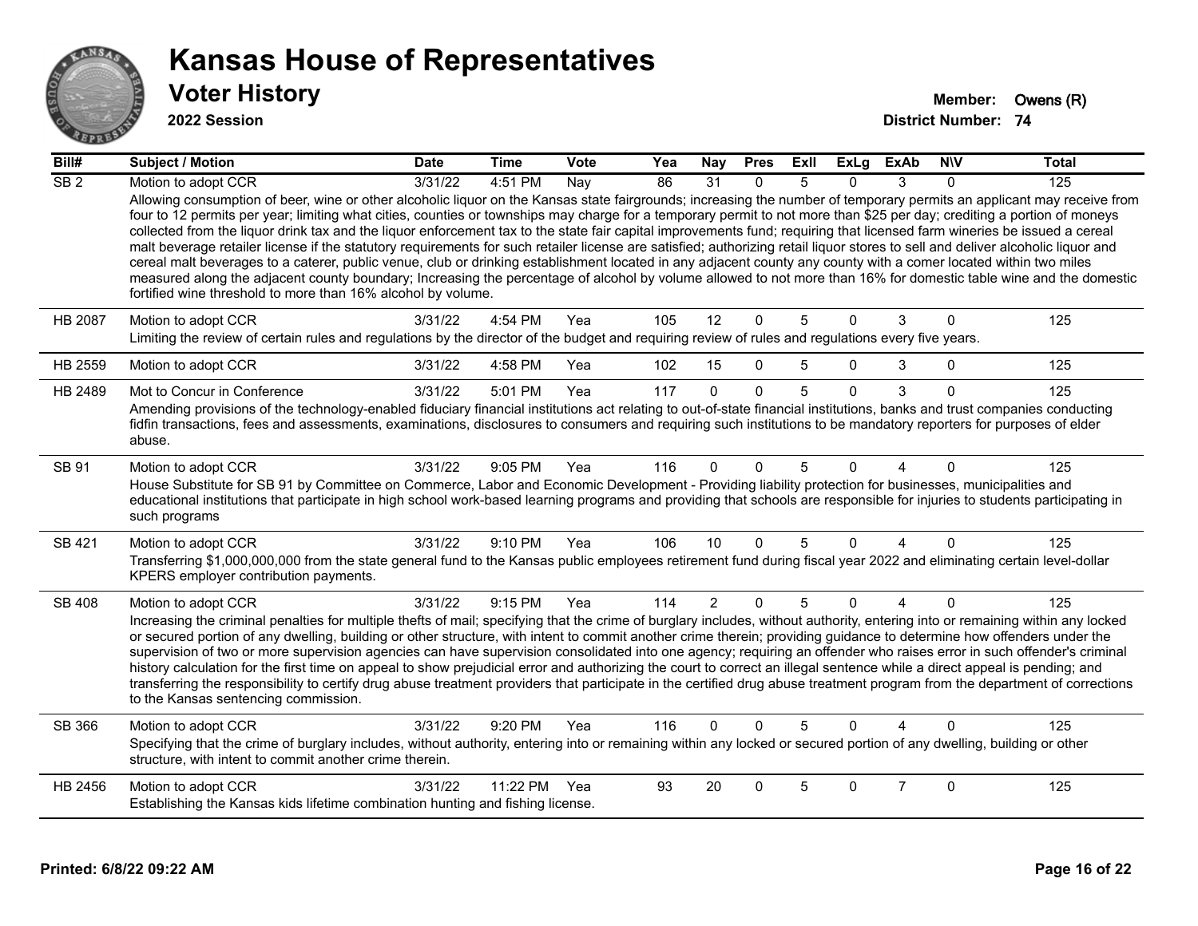# Kansas House of Representatives

## Voter History

**2022 Session**

**Member:** Owens (R)
**District Number:** 74

| Bill# | Subject / Motion | Date | Time | Vote | Yea | Nay | Pres | ExII | ExLg | ExAb | N\V | Total |
|---|---|---|---|---|---|---|---|---|---|---|---|---|
| SB 2 | Motion to adopt CCR | 3/31/22 | 4:51 PM | Nay | 86 | 31 | 0 | 5 | 0 | 3 | 0 | 125 |
| | Allowing consumption of beer, wine or other alcoholic liquor on the Kansas state fairgrounds; increasing the number of temporary permits an applicant may receive from four to 12 permits per year; limiting what cities, counties or townships may charge for a temporary permit to not more than $25 per day; crediting a portion of moneys collected from the liquor drink tax and the liquor enforcement tax to the state fair capital improvements fund; requiring that licensed farm wineries be issued a cereal malt beverage retailer license if the statutory requirements for such retailer license are satisfied; authorizing retail liquor stores to sell and deliver alcoholic liquor and cereal malt beverages to a caterer, public venue, club or drinking establishment located in any adjacent county any county with a comer located within two miles measured along the adjacent county boundary; Increasing the percentage of alcohol by volume allowed to not more than 16% for domestic table wine and the domestic fortified wine threshold to more than 16% alcohol by volume. | | | | | | | | | | | |
| HB 2087 | Motion to adopt CCR | 3/31/22 | 4:54 PM | Yea | 105 | 12 | 0 | 5 | 0 | 3 | 0 | 125 |
| | Limiting the review of certain rules and regulations by the director of the budget and requiring review of rules and regulations every five years. | | | | | | | | | | | |
| HB 2559 | Motion to adopt CCR | 3/31/22 | 4:58 PM | Yea | 102 | 15 | 0 | 5 | 0 | 3 | 0 | 125 |
| HB 2489 | Mot to Concur in Conference | 3/31/22 | 5:01 PM | Yea | 117 | 0 | 0 | 5 | 0 | 3 | 0 | 125 |
| | Amending provisions of the technology-enabled fiduciary financial institutions act relating to out-of-state financial institutions, banks and trust companies conducting fidfin transactions, fees and assessments, examinations, disclosures to consumers and requiring such institutions to be mandatory reporters for purposes of elder abuse. | | | | | | | | | | | |
| SB 91 | Motion to adopt CCR | 3/31/22 | 9:05 PM | Yea | 116 | 0 | 0 | 5 | 0 | 4 | 0 | 125 |
| | House Substitute for SB 91 by Committee on Commerce, Labor and Economic Development - Providing liability protection for businesses, municipalities and educational institutions that participate in high school work-based learning programs and providing that schools are responsible for injuries to students participating in such programs | | | | | | | | | | | |
| SB 421 | Motion to adopt CCR | 3/31/22 | 9:10 PM | Yea | 106 | 10 | 0 | 5 | 0 | 4 | 0 | 125 |
| | Transferring $1,000,000,000 from the state general fund to the Kansas public employees retirement fund during fiscal year 2022 and eliminating certain level-dollar KPERS employer contribution payments. | | | | | | | | | | | |
| SB 408 | Motion to adopt CCR | 3/31/22 | 9:15 PM | Yea | 114 | 2 | 0 | 5 | 0 | 4 | 0 | 125 |
| | Increasing the criminal penalties for multiple thefts of mail; specifying that the crime of burglary includes, without authority, entering into or remaining within any locked or secured portion of any dwelling, building or other structure, with intent to commit another crime therein; providing guidance to determine how offenders under the supervision of two or more supervision agencies can have supervision consolidated into one agency; requiring an offender who raises error in such offender's criminal history calculation for the first time on appeal to show prejudicial error and authorizing the court to correct an illegal sentence while a direct appeal is pending; and transferring the responsibility to certify drug abuse treatment providers that participate in the certified drug abuse treatment program from the department of corrections to the Kansas sentencing commission. | | | | | | | | | | | |
| SB 366 | Motion to adopt CCR | 3/31/22 | 9:20 PM | Yea | 116 | 0 | 0 | 5 | 0 | 4 | 0 | 125 |
| | Specifying that the crime of burglary includes, without authority, entering into or remaining within any locked or secured portion of any dwelling, building or other structure, with intent to commit another crime therein. | | | | | | | | | | | |
| HB 2456 | Motion to adopt CCR | 3/31/22 | 11:22 PM | Yea | 93 | 20 | 0 | 5 | 0 | 7 | 0 | 125 |
| | Establishing the Kansas kids lifetime combination hunting and fishing license. | | | | | | | | | | | |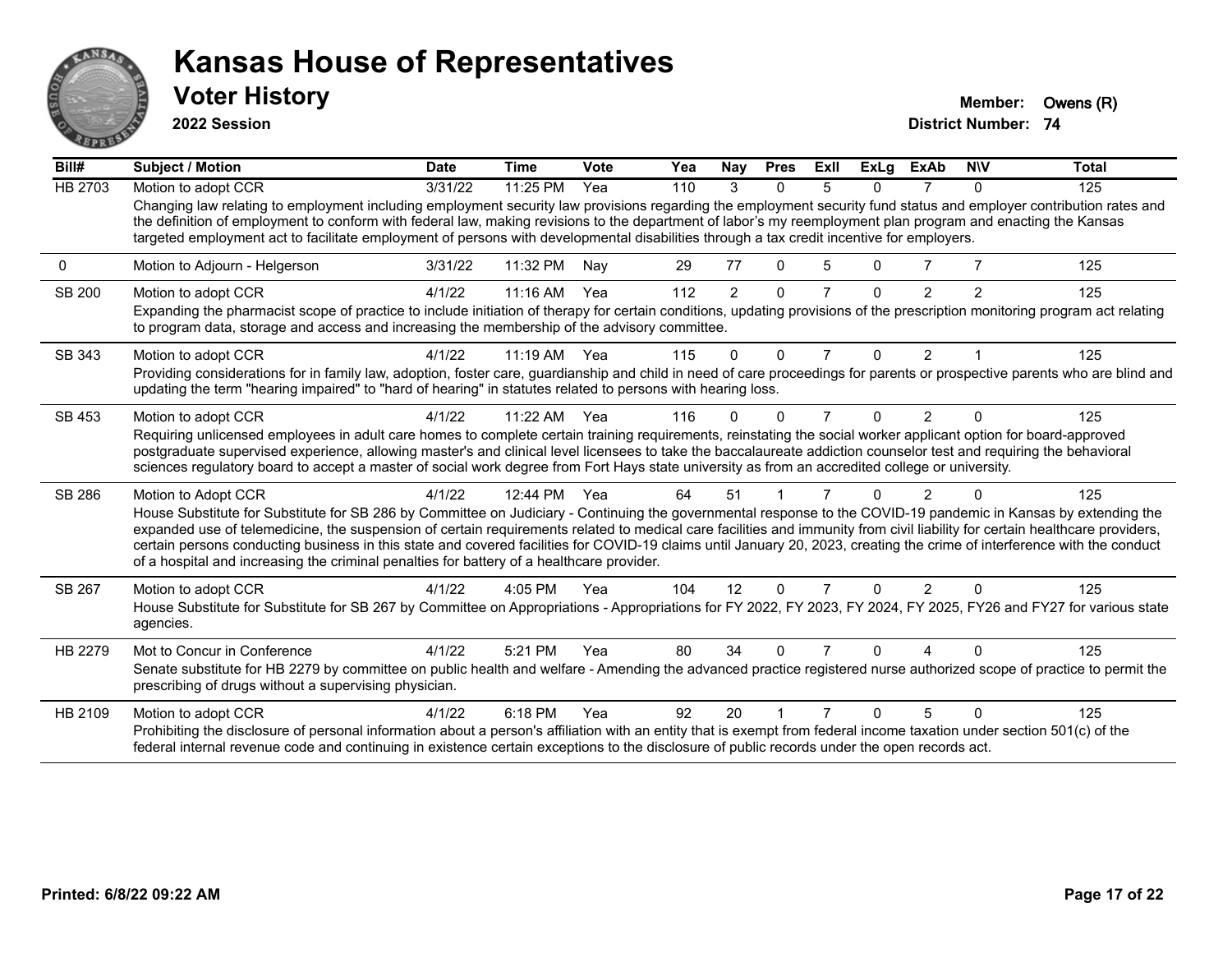# Kansas House of Representatives

## Voter History

**2022 Session**

**Member:** Owens (R)

**District Number:** 74

| Bill# | Subject / Motion | Date | Time | Vote | Yea | Nay | Pres | ExII | ExLg | ExAb | N\V | Total |
|---|---|---|---|---|---|---|---|---|---|---|---|---|
| HB 2703 | Motion to adopt CCR | 3/31/22 | 11:25 PM | Yea | 110 | 3 | 0 | 5 | 0 | 7 | 0 | 125 |
| | Changing law relating to employment including employment security law provisions regarding the employment security fund status and employer contribution rates and the definition of employment to conform with federal law, making revisions to the department of labor's my reemployment plan program and enacting the Kansas targeted employment act to facilitate employment of persons with developmental disabilities through a tax credit incentive for employers. | | | | | | | | | | | |
| 0 | Motion to Adjourn - Helgerson | 3/31/22 | 11:32 PM | Nay | 29 | 77 | 0 | 5 | 0 | 7 | 7 | 125 |
| SB 200 | Motion to adopt CCR | 4/1/22 | 11:16 AM | Yea | 112 | 2 | 0 | 7 | 0 | 2 | 2 | 125 |
| | Expanding the pharmacist scope of practice to include initiation of therapy for certain conditions, updating provisions of the prescription monitoring program act relating to program data, storage and access and increasing the membership of the advisory committee. | | | | | | | | | | | |
| SB 343 | Motion to adopt CCR | 4/1/22 | 11:19 AM | Yea | 115 | 0 | 0 | 7 | 0 | 2 | 1 | 125 |
| | Providing considerations for in family law, adoption, foster care, guardianship and child in need of care proceedings for parents or prospective parents who are blind and updating the term "hearing impaired" to "hard of hearing" in statutes related to persons with hearing loss. | | | | | | | | | | | |
| SB 453 | Motion to adopt CCR | 4/1/22 | 11:22 AM | Yea | 116 | 0 | 0 | 7 | 0 | 2 | 0 | 125 |
| | Requiring unlicensed employees in adult care homes to complete certain training requirements, reinstating the social worker applicant option for board-approved postgraduate supervised experience, allowing master's and clinical level licensees to take the baccalaureate addiction counselor test and requiring the behavioral sciences regulatory board to accept a master of social work degree from Fort Hays state university as from an accredited college or university. | | | | | | | | | | | |
| SB 286 | Motion to Adopt CCR | 4/1/22 | 12:44 PM | Yea | 64 | 51 | 1 | 7 | 0 | 2 | 0 | 125 |
| | House Substitute for Substitute for SB 286 by Committee on Judiciary - Continuing the governmental response to the COVID-19 pandemic in Kansas by extending the expanded use of telemedicine, the suspension of certain requirements related to medical care facilities and immunity from civil liability for certain healthcare providers, certain persons conducting business in this state and covered facilities for COVID-19 claims until January 20, 2023, creating the crime of interference with the conduct of a hospital and increasing the criminal penalties for battery of a healthcare provider. | | | | | | | | | | | |
| SB 267 | Motion to adopt CCR | 4/1/22 | 4:05 PM | Yea | 104 | 12 | 0 | 7 | 0 | 2 | 0 | 125 |
| | House Substitute for Substitute for SB 267 by Committee on Appropriations - Appropriations for FY 2022, FY 2023, FY 2024, FY 2025, FY26 and FY27 for various state agencies. | | | | | | | | | | | |
| HB 2279 | Mot to Concur in Conference | 4/1/22 | 5:21 PM | Yea | 80 | 34 | 0 | 7 | 0 | 4 | 0 | 125 |
| | Senate substitute for HB 2279 by committee on public health and welfare - Amending the advanced practice registered nurse authorized scope of practice to permit the prescribing of drugs without a supervising physician. | | | | | | | | | | | |
| HB 2109 | Motion to adopt CCR | 4/1/22 | 6:18 PM | Yea | 92 | 20 | 1 | 7 | 0 | 5 | 0 | 125 |
| | Prohibiting the disclosure of personal information about a person's affiliation with an entity that is exempt from federal income taxation under section 501(c) of the federal internal revenue code and continuing in existence certain exceptions to the disclosure of public records under the open records act. | | | | | | | | | | | |

**Printed: 6/8/22 09:22 AM**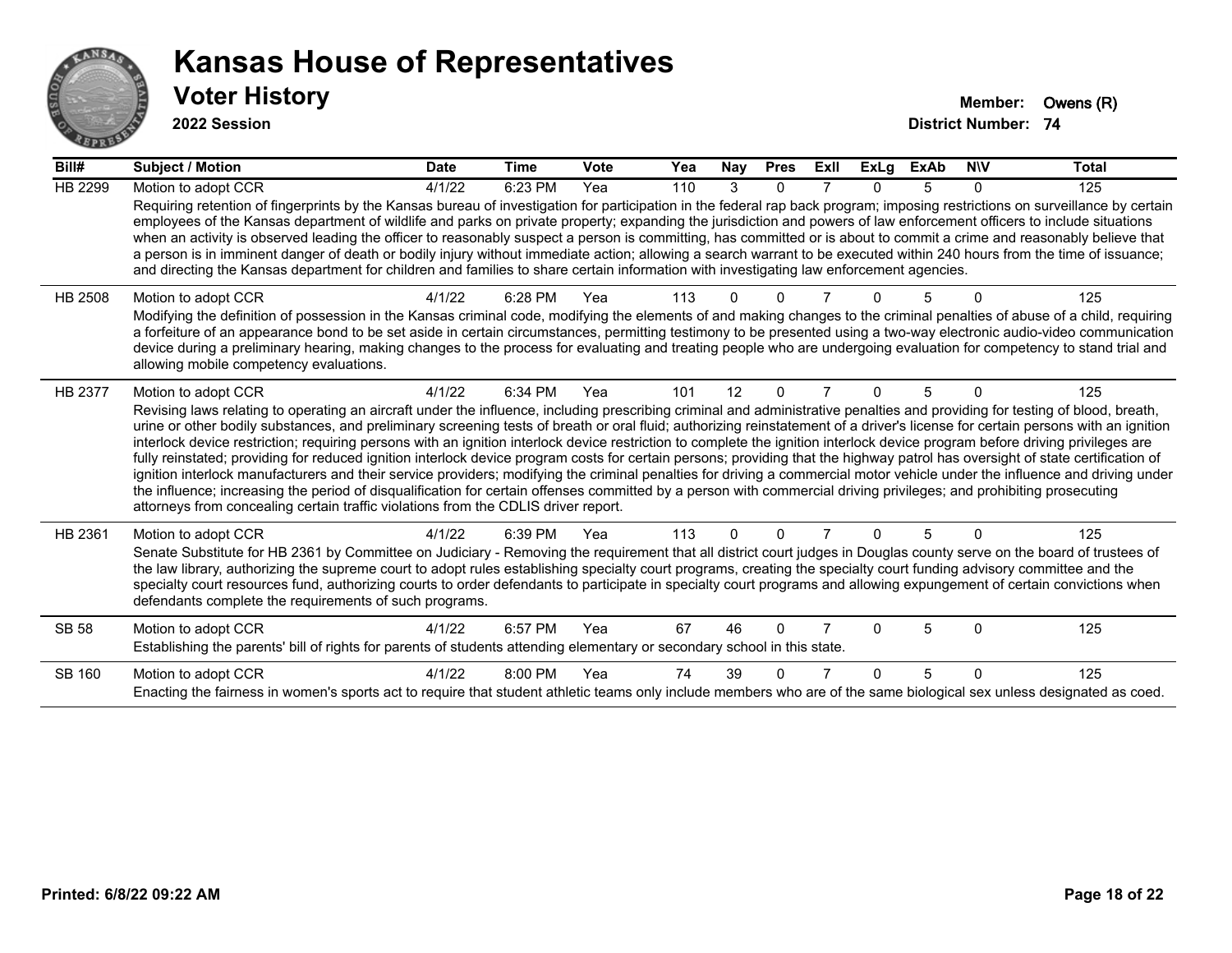# Kansas House of Representatives

## Voter History

**2022 Session**

**Member:** Owens (R)
**District Number:** 74

| Bill# | Subject / Motion | Date | Time | Vote | Yea | Nay | Pres | ExII | ExLg | ExAb | N\V | Total |
|---|---|---|---|---|---|---|---|---|---|---|---|---|
| HB 2299 | Motion to adopt CCR | 4/1/22 | 6:23 PM | Yea | 110 | 3 | 0 | 7 | 0 | 5 | 0 | 125 |
| | Requiring retention of fingerprints by the Kansas bureau of investigation for participation in the federal rap back program; imposing restrictions on surveillance by certain employees of the Kansas department of wildlife and parks on private property; expanding the jurisdiction and powers of law enforcement officers to include situations when an activity is observed leading the officer to reasonably suspect a person is committing, has committed or is about to commit a crime and reasonably believe that a person is in imminent danger of death or bodily injury without immediate action; allowing a search warrant to be executed within 240 hours from the time of issuance; and directing the Kansas department for children and families to share certain information with investigating law enforcement agencies. | | | | | | | | | | | |
| HB 2508 | Motion to adopt CCR | 4/1/22 | 6:28 PM | Yea | 113 | 0 | 0 | 7 | 0 | 5 | 0 | 125 |
| | Modifying the definition of possession in the Kansas criminal code, modifying the elements of and making changes to the criminal penalties of abuse of a child, requiring a forfeiture of an appearance bond to be set aside in certain circumstances, permitting testimony to be presented using a two-way electronic audio-video communication device during a preliminary hearing, making changes to the process for evaluating and treating people who are undergoing evaluation for competency to stand trial and allowing mobile competency evaluations. | | | | | | | | | | | |
| HB 2377 | Motion to adopt CCR | 4/1/22 | 6:34 PM | Yea | 101 | 12 | 0 | 7 | 0 | 5 | 0 | 125 |
| | Revising laws relating to operating an aircraft under the influence, including prescribing criminal and administrative penalties and providing for testing of blood, breath, urine or other bodily substances, and preliminary screening tests of breath or oral fluid; authorizing reinstatement of a driver's license for certain persons with an ignition interlock device restriction; requiring persons with an ignition interlock device restriction to complete the ignition interlock device program before driving privileges are fully reinstated; providing for reduced ignition interlock device program costs for certain persons; providing that the highway patrol has oversight of state certification of ignition interlock manufacturers and their service providers; modifying the criminal penalties for driving a commercial motor vehicle under the influence and driving under the influence; increasing the period of disqualification for certain offenses committed by a person with commercial driving privileges; and prohibiting prosecuting attorneys from concealing certain traffic violations from the CDLIS driver report. | | | | | | | | | | | |
| HB 2361 | Motion to adopt CCR | 4/1/22 | 6:39 PM | Yea | 113 | 0 | 0 | 7 | 0 | 5 | 0 | 125 |
| | Senate Substitute for HB 2361 by Committee on Judiciary - Removing the requirement that all district court judges in Douglas county serve on the board of trustees of the law library, authorizing the supreme court to adopt rules establishing specialty court programs, creating the specialty court funding advisory committee and the specialty court resources fund, authorizing courts to order defendants to participate in specialty court programs and allowing expungement of certain convictions when defendants complete the requirements of such programs. | | | | | | | | | | | |
| SB 58 | Motion to adopt CCR | 4/1/22 | 6:57 PM | Yea | 67 | 46 | 0 | 7 | 0 | 5 | 0 | 125 |
| | Establishing the parents' bill of rights for parents of students attending elementary or secondary school in this state. | | | | | | | | | | | |
| SB 160 | Motion to adopt CCR | 4/1/22 | 8:00 PM | Yea | 74 | 39 | 0 | 7 | 0 | 5 | 0 | 125 |
| | Enacting the fairness in women's sports act to require that student athletic teams only include members who are of the same biological sex unless designated as coed. | | | | | | | | | | | |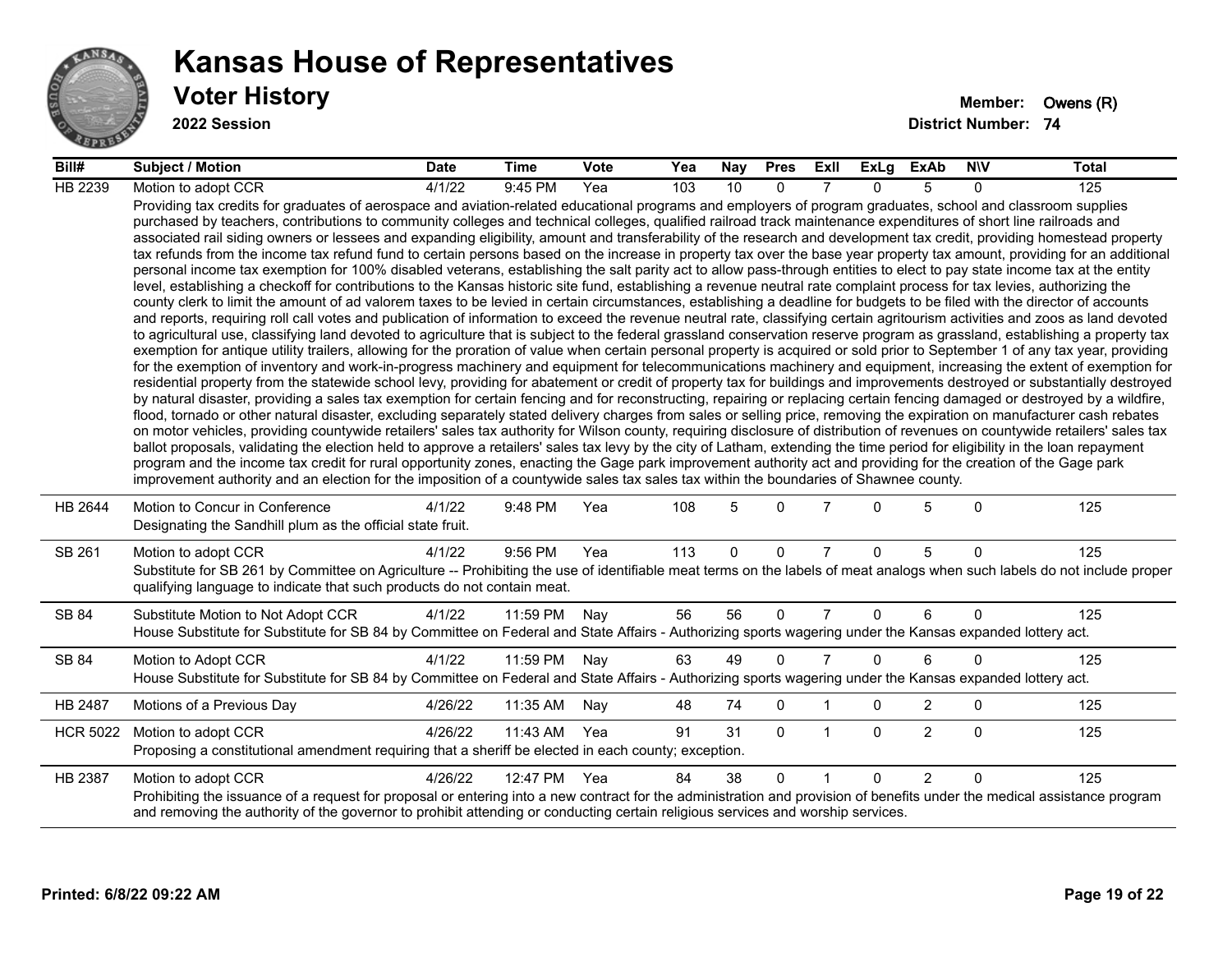# Kansas House of Representatives

## Voter History

**2022 Session**

**Member:** Owens (R)

**District Number:** 74

| Bill# | Subject / Motion | Date | Time | Vote | Yea | Nay | Pres | ExII | ExLg | ExAb | N\V | Total |
|---|---|---|---|---|---|---|---|---|---|---|---|---|
| HB 2239 | Motion to adopt CCR | 4/1/22 | 9:45 PM | Yea | 103 | 10 | 0 | 7 | 0 | 5 | 0 | 125 |
| | Providing tax credits for graduates of aerospace and aviation-related educational programs and employers of program graduates, school and classroom supplies purchased by teachers, contributions to community colleges and technical colleges, qualified railroad track maintenance expenditures of short line railroads and associated rail siding owners or lessees and expanding eligibility, amount and transferability of the research and development tax credit, providing homestead property tax refunds from the income tax refund fund to certain persons based on the increase in property tax over the base year property tax amount, providing for an additional personal income tax exemption for 100% disabled veterans, establishing the salt parity act to allow pass-through entities to elect to pay state income tax at the entity level, establishing a checkoff for contributions to the Kansas historic site fund, establishing a revenue neutral rate complaint process for tax levies, authorizing the county clerk to limit the amount of ad valorem taxes to be levied in certain circumstances, establishing a deadline for budgets to be filed with the director of accounts and reports, requiring roll call votes and publication of information to exceed the revenue neutral rate, classifying certain agritourism activities and zoos as land devoted to agricultural use, classifying land devoted to agriculture that is subject to the federal grassland conservation reserve program as grassland, establishing a property tax exemption for antique utility trailers, allowing for the proration of value when certain personal property is acquired or sold prior to September 1 of any tax year, providing for the exemption of inventory and work-in-progress machinery and equipment for telecommunications machinery and equipment, increasing the extent of exemption for residential property from the statewide school levy, providing for abatement or credit of property tax for buildings and improvements destroyed or substantially destroyed by natural disaster, providing a sales tax exemption for certain fencing and for reconstructing, repairing or replacing certain fencing damaged or destroyed by a wildfire, flood, tornado or other natural disaster, excluding separately stated delivery charges from sales or selling price, removing the expiration on manufacturer cash rebates on motor vehicles, providing countywide retailers' sales tax authority for Wilson county, requiring disclosure of distribution of revenues on countywide retailers' sales tax ballot proposals, validating the election held to approve a retailers' sales tax levy by the city of Latham, extending the time period for eligibility in the loan repayment program and the income tax credit for rural opportunity zones, enacting the Gage park improvement authority act and providing for the creation of the Gage park improvement authority and an election for the imposition of a countywide sales tax sales tax within the boundaries of Shawnee county. | | | | | | | | | | | |
| HB 2644 | Motion to Concur in Conference | 4/1/22 | 9:48 PM | Yea | 108 | 5 | 0 | 7 | 0 | 5 | 0 | 125 |
| | Designating the Sandhill plum as the official state fruit. | | | | | | | | | | | |
| SB 261 | Motion to adopt CCR | 4/1/22 | 9:56 PM | Yea | 113 | 0 | 0 | 7 | 0 | 5 | 0 | 125 |
| | Substitute for SB 261 by Committee on Agriculture -- Prohibiting the use of identifiable meat terms on the labels of meat analogs when such labels do not include proper qualifying language to indicate that such products do not contain meat. | | | | | | | | | | | |
| SB 84 | Substitute Motion to Not Adopt CCR | 4/1/22 | 11:59 PM | Nay | 56 | 56 | 0 | 7 | 0 | 6 | 0 | 125 |
| | House Substitute for Substitute for SB 84 by Committee on Federal and State Affairs - Authorizing sports wagering under the Kansas expanded lottery act. | | | | | | | | | | | |
| SB 84 | Motion to Adopt CCR | 4/1/22 | 11:59 PM | Nay | 63 | 49 | 0 | 7 | 0 | 6 | 0 | 125 |
| | House Substitute for Substitute for SB 84 by Committee on Federal and State Affairs - Authorizing sports wagering under the Kansas expanded lottery act. | | | | | | | | | | | |
| HB 2487 | Motions of a Previous Day | 4/26/22 | 11:35 AM | Nay | 48 | 74 | 0 | 1 | 0 | 2 | 0 | 125 |
| HCR 5022 | Motion to adopt CCR | 4/26/22 | 11:43 AM | Yea | 91 | 31 | 0 | 1 | 0 | 2 | 0 | 125 |
| | Proposing a constitutional amendment requiring that a sheriff be elected in each county; exception. | | | | | | | | | | | |
| HB 2387 | Motion to adopt CCR | 4/26/22 | 12:47 PM | Yea | 84 | 38 | 0 | 1 | 0 | 2 | 0 | 125 |
| | Prohibiting the issuance of a request for proposal or entering into a new contract for the administration and provision of benefits under the medical assistance program and removing the authority of the governor to prohibit attending or conducting certain religious services and worship services. | | | | | | | | | | | |

**Printed: 6/8/22 09:22 AM**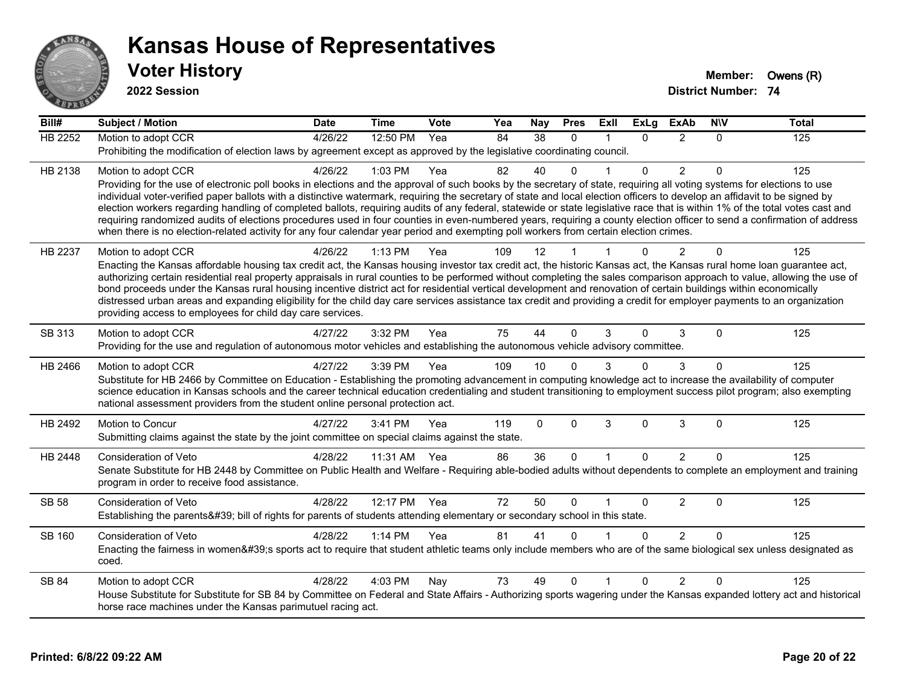# Kansas House of Representatives

## Voter History

**2022 Session**

**Member:** Owens (R)
**District Number:** 74

| Bill# | Subject / Motion | Date | Time | Vote | Yea | Nay | Pres | ExII | ExLg | ExAb | N\V | Total |
|---|---|---|---|---|---|---|---|---|---|---|---|---|
| HB 2252 | Motion to adopt CCR | 4/26/22 | 12:50 PM | Yea | 84 | 38 | 0 | 1 | 0 | 2 | 0 | 125 |
| | Prohibiting the modification of election laws by agreement except as approved by the legislative coordinating council. | | | | | | | | | | | |
| HB 2138 | Motion to adopt CCR | 4/26/22 | 1:03 PM | Yea | 82 | 40 | 0 | 1 | 0 | 2 | 0 | 125 |
| | Providing for the use of electronic poll books in elections and the approval of such books by the secretary of state, requiring all voting systems for elections to use individual voter-verified paper ballots with a distinctive watermark, requiring the secretary of state and local election officers to develop an affidavit to be signed by election workers regarding handling of completed ballots, requiring audits of any federal, statewide or state legislative race that is within 1% of the total votes cast and requiring randomized audits of elections procedures used in four counties in even-numbered years, requiring a county election officer to send a confirmation of address when there is no election-related activity for any four calendar year period and exempting poll workers from certain election crimes. | | | | | | | | | | | |
| HB 2237 | Motion to adopt CCR | 4/26/22 | 1:13 PM | Yea | 109 | 12 | 1 | 1 | 0 | 2 | 0 | 125 |
| | Enacting the Kansas affordable housing tax credit act, the Kansas housing investor tax credit act, the historic Kansas act, the Kansas rural home loan guarantee act, authorizing certain residential real property appraisals in rural counties to be performed without completing the sales comparison approach to value, allowing the use of bond proceeds under the Kansas rural housing incentive district act for residential vertical development and renovation of certain buildings within economically distressed urban areas and expanding eligibility for the child day care services assistance tax credit and providing a credit for employer payments to an organization providing access to employees for child day care services. | | | | | | | | | | | |
| SB 313 | Motion to adopt CCR | 4/27/22 | 3:32 PM | Yea | 75 | 44 | 0 | 3 | 0 | 3 | 0 | 125 |
| | Providing for the use and regulation of autonomous motor vehicles and establishing the autonomous vehicle advisory committee. | | | | | | | | | | | |
| HB 2466 | Motion to adopt CCR | 4/27/22 | 3:39 PM | Yea | 109 | 10 | 0 | 3 | 0 | 3 | 0 | 125 |
| | Substitute for HB 2466 by Committee on Education - Establishing the promoting advancement in computing knowledge act to increase the availability of computer science education in Kansas schools and the career technical education credentialing and student transitioning to employment success pilot program; also exempting national assessment providers from the student online personal protection act. | | | | | | | | | | | |
| HB 2492 | Motion to Concur | 4/27/22 | 3:41 PM | Yea | 119 | 0 | 0 | 3 | 0 | 3 | 0 | 125 |
| | Submitting claims against the state by the joint committee on special claims against the state. | | | | | | | | | | | |
| HB 2448 | Consideration of Veto | 4/28/22 | 11:31 AM | Yea | 86 | 36 | 0 | 1 | 0 | 2 | 0 | 125 |
| | Senate Substitute for HB 2448 by Committee on Public Health and Welfare - Requiring able-bodied adults without dependents to complete an employment and training program in order to receive food assistance. | | | | | | | | | | | |
| SB 58 | Consideration of Veto | 4/28/22 | 12:17 PM | Yea | 72 | 50 | 0 | 1 | 0 | 2 | 0 | 125 |
| | Establishing the parents&#39; bill of rights for parents of students attending elementary or secondary school in this state. | | | | | | | | | | | |
| SB 160 | Consideration of Veto | 4/28/22 | 1:14 PM | Yea | 81 | 41 | 0 | 1 | 0 | 2 | 0 | 125 |
| | Enacting the fairness in women&#39;s sports act to require that student athletic teams only include members who are of the same biological sex unless designated as coed. | | | | | | | | | | | |
| SB 84 | Motion to adopt CCR | 4/28/22 | 4:03 PM | Nay | 73 | 49 | 0 | 1 | 0 | 2 | 0 | 125 |
| | House Substitute for Substitute for SB 84 by Committee on Federal and State Affairs - Authorizing sports wagering under the Kansas expanded lottery act and historical horse race machines under the Kansas parimutuel racing act. | | | | | | | | | | | |

**Printed: 6/8/22 09:22 AM**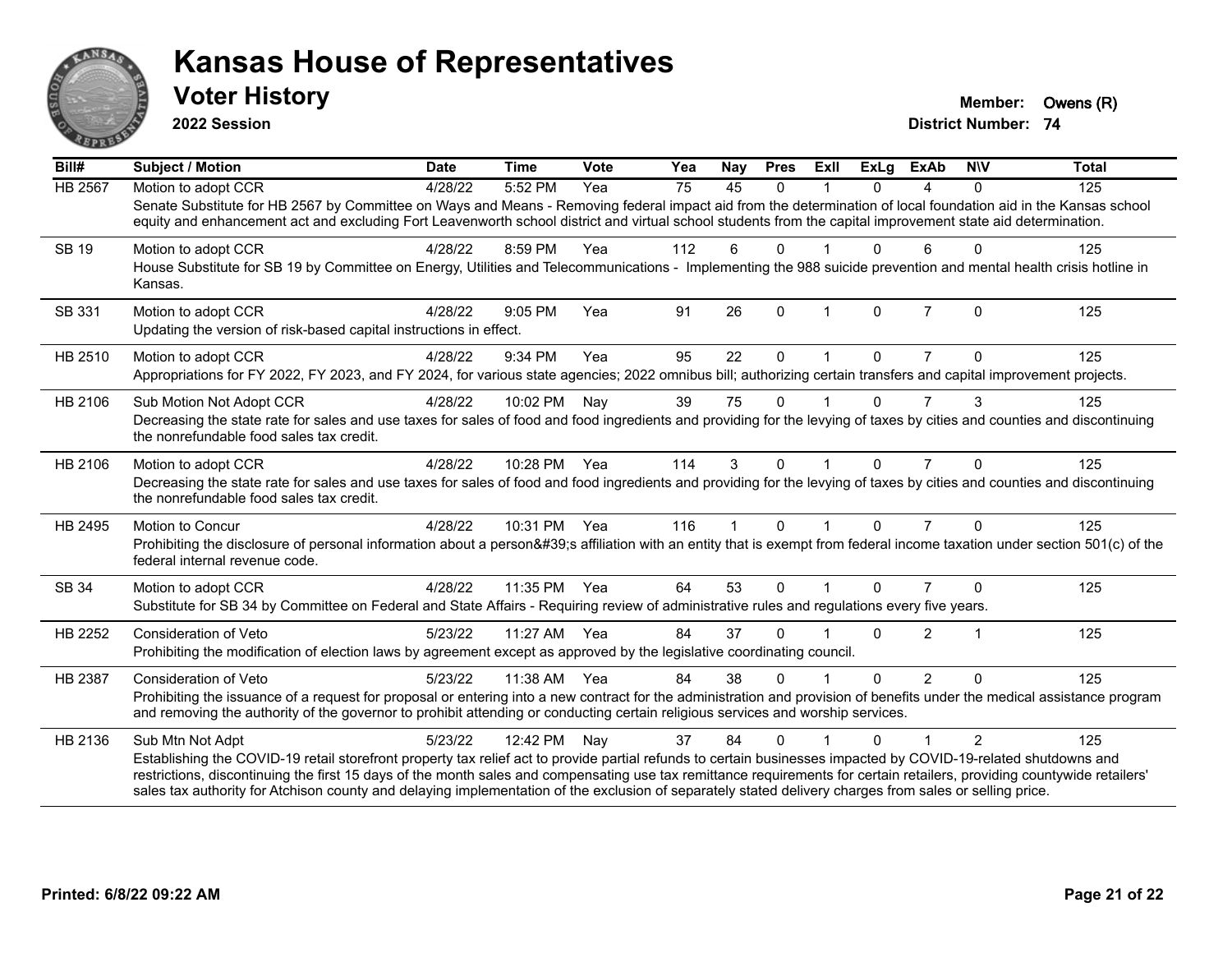# Kansas House of Representatives

## Voter History

**2022 Session**

**Member:** Owens (R)

**District Number:** 74

| Bill# | Subject / Motion | Date | Time | Vote | Yea | Nay | Pres | ExII | ExLg | ExAb | N\V | Total |
|---|---|---|---|---|---|---|---|---|---|---|---|---|
| HB 2567 | Motion to adopt CCR | 4/28/22 | 5:52 PM | Yea | 75 | 45 | 0 | 1 | 0 | 4 | 0 | 125 |
| | Senate Substitute for HB 2567 by Committee on Ways and Means - Removing federal impact aid from the determination of local foundation aid in the Kansas school equity and enhancement act and excluding Fort Leavenworth school district and virtual school students from the capital improvement state aid determination. | | | | | | | | | | | |
| SB 19 | Motion to adopt CCR | 4/28/22 | 8:59 PM | Yea | 112 | 6 | 0 | 1 | 0 | 6 | 0 | 125 |
| | House Substitute for SB 19 by Committee on Energy, Utilities and Telecommunications - Implementing the 988 suicide prevention and mental health crisis hotline in Kansas. | | | | | | | | | | | |
| SB 331 | Motion to adopt CCR | 4/28/22 | 9:05 PM | Yea | 91 | 26 | 0 | 1 | 0 | 7 | 0 | 125 |
| | Updating the version of risk-based capital instructions in effect. | | | | | | | | | | | |
| HB 2510 | Motion to adopt CCR | 4/28/22 | 9:34 PM | Yea | 95 | 22 | 0 | 1 | 0 | 7 | 0 | 125 |
| | Appropriations for FY 2022, FY 2023, and FY 2024, for various state agencies; 2022 omnibus bill; authorizing certain transfers and capital improvement projects. | | | | | | | | | | | |
| HB 2106 | Sub Motion Not Adopt CCR | 4/28/22 | 10:02 PM | Nay | 39 | 75 | 0 | 1 | 0 | 7 | 3 | 125 |
| | Decreasing the state rate for sales and use taxes for sales of food and food ingredients and providing for the levying of taxes by cities and counties and discontinuing the nonrefundable food sales tax credit. | | | | | | | | | | | |
| HB 2106 | Motion to adopt CCR | 4/28/22 | 10:28 PM | Yea | 114 | 3 | 0 | 1 | 0 | 7 | 0 | 125 |
| | Decreasing the state rate for sales and use taxes for sales of food and food ingredients and providing for the levying of taxes by cities and counties and discontinuing the nonrefundable food sales tax credit. | | | | | | | | | | | |
| HB 2495 | Motion to Concur | 4/28/22 | 10:31 PM | Yea | 116 | 1 | 0 | 1 | 0 | 7 | 0 | 125 |
| | Prohibiting the disclosure of personal information about a person&#39;s affiliation with an entity that is exempt from federal income taxation under section 501(c) of the federal internal revenue code. | | | | | | | | | | | |
| SB 34 | Motion to adopt CCR | 4/28/22 | 11:35 PM | Yea | 64 | 53 | 0 | 1 | 0 | 7 | 0 | 125 |
| | Substitute for SB 34 by Committee on Federal and State Affairs - Requiring review of administrative rules and regulations every five years. | | | | | | | | | | | |
| HB 2252 | Consideration of Veto | 5/23/22 | 11:27 AM | Yea | 84 | 37 | 0 | 1 | 0 | 2 | 1 | 125 |
| | Prohibiting the modification of election laws by agreement except as approved by the legislative coordinating council. | | | | | | | | | | | |
| HB 2387 | Consideration of Veto | 5/23/22 | 11:38 AM | Yea | 84 | 38 | 0 | 1 | 0 | 2 | 0 | 125 |
| | Prohibiting the issuance of a request for proposal or entering into a new contract for the administration and provision of benefits under the medical assistance program and removing the authority of the governor to prohibit attending or conducting certain religious services and worship services. | | | | | | | | | | | |
| HB 2136 | Sub Mtn Not Adpt | 5/23/22 | 12:42 PM | Nay | 37 | 84 | 0 | 1 | 0 | 1 | 2 | 125 |
| | Establishing the COVID-19 retail storefront property tax relief act to provide partial refunds to certain businesses impacted by COVID-19-related shutdowns and restrictions, discontinuing the first 15 days of the month sales and compensating use tax remittance requirements for certain retailers, providing countywide retailers' sales tax authority for Atchison county and delaying implementation of the exclusion of separately stated delivery charges from sales or selling price. | | | | | | | | | | | |

**Printed: 6/8/22 09:22 AM**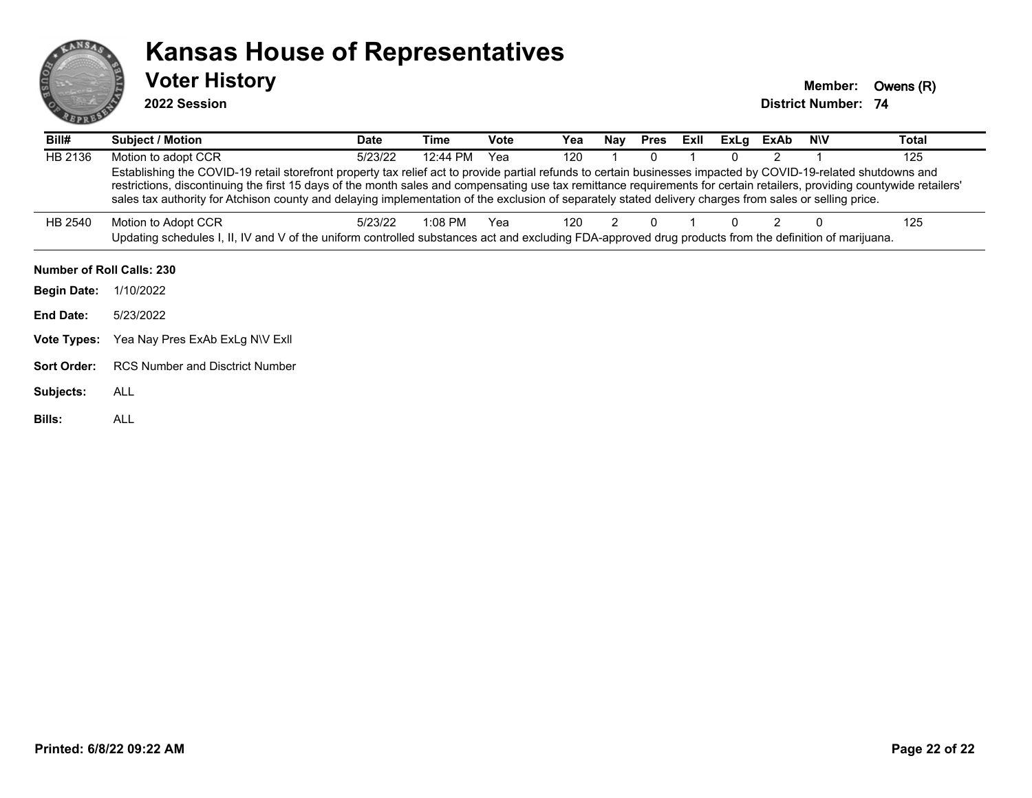# Kansas House of Representatives

## Voter History

**2022 Session**

**Member:** Owens (R)
**District Number:** 74

| Bill# | Subject / Motion | Date | Time | Vote | Yea | Nay | Pres | ExII | ExLg | ExAb | N\V | Total |
|---|---|---|---|---|---|---|---|---|---|---|---|---|
| HB 2136 | Motion to adopt CCR | 5/23/22 | 12:44 PM | Yea | 120 | 1 | 0 | 1 | 0 | 2 | 1 | 125 |
| | Establishing the COVID-19 retail storefront property tax relief act to provide partial refunds to certain businesses impacted by COVID-19-related shutdowns and restrictions, discontinuing the first 15 days of the month sales and compensating use tax remittance requirements for certain retailers, providing countywide retailers' sales tax authority for Atchison county and delaying implementation of the exclusion of separately stated delivery charges from sales or selling price. | | | | | | | | | | | |
| HB 2540 | Motion to Adopt CCR | 5/23/22 | 1:08 PM | Yea | 120 | 2 | 0 | 1 | 0 | 2 | 0 | 125 |
| | Updating schedules I, II, IV and V of the uniform controlled substances act and excluding FDA-approved drug products from the definition of marijuana. | | | | | | | | | | | |

**Number of Roll Calls: 230**

**Begin Date:** 1/10/2022

**End Date:** 5/23/2022

**Vote Types:** Yea Nay Pres ExAb ExLg N\V ExII

**Sort Order:** RCS Number and Disctrict Number

**Subjects:** ALL

**Bills:** ALL

Printed: 6/8/22 09:22 AM